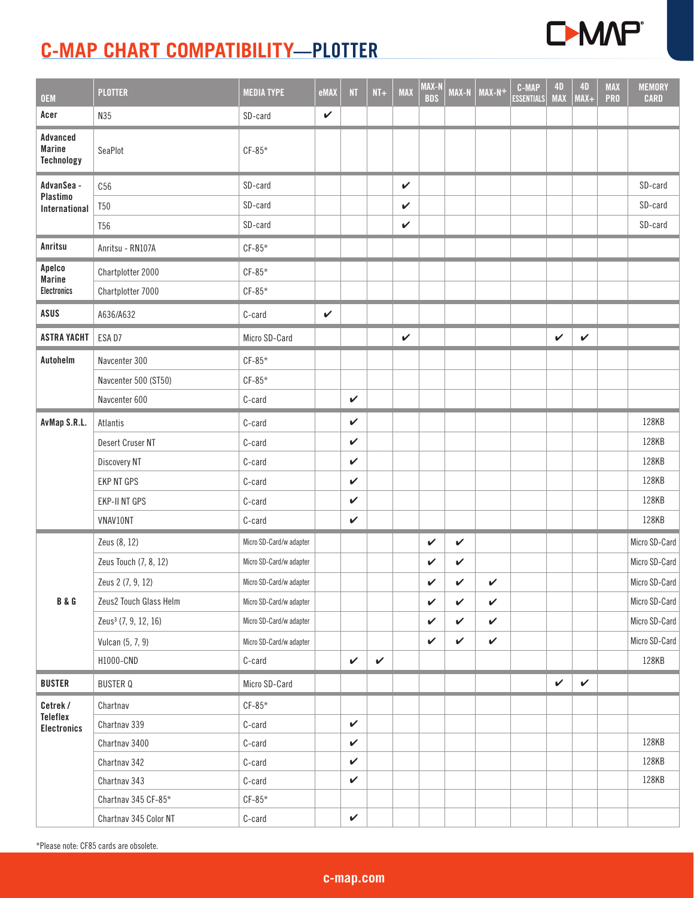# C-MAP CHART COMPATIBILITY—PLOTTER

| OEM | PLOTTER | MEDIA TYPE | eMAX | NT | NT+ | MAX | MAX-N BDS | MAX-N | MAX-N+ | C-MAP ESSENTIALS | 4D MAX | 4D MAX+ | MAX PRO | MEMORY CARD |
|---|---|---|---|---|---|---|---|---|---|---|---|---|---|---|
| Acer | N35 | SD-card | ✔ | | | | | | | | | | | |
| Advanced Marine Technology | SeaPlot | CF-85* | | | | | | | | | | | | |
| AdvanSea - Plastimo International | C56 | SD-card | | | | ✔ | | | | | | | | SD-card |
| | T50 | SD-card | | | | ✔ | | | | | | | | SD-card |
| | T56 | SD-card | | | | ✔ | | | | | | | | SD-card |
| Anritsu | Anritsu - RN107A | CF-85* | | | | | | | | | | | | |
| Apelco Marine Electronics | Chartplotter 2000 | CF-85* | | | | | | | | | | | | |
| | Chartplotter 7000 | CF-85* | | | | | | | | | | | | |
| ASUS | A636/A632 | C-card | ✔ | | | | | | | | | | | |
| ASTRA YACHT | ESA D7 | Micro SD-Card | | | | ✔ | | | | | ✔ | ✔ | | |
| Autohelm | Navcenter 300 | CF-85* | | | | | | | | | | | | |
| | Navcenter 500 (ST50) | CF-85* | | | | | | | | | | | | |
| | Navcenter 600 | C-card | | ✔ | | | | | | | | | | |
| AvMap S.R.L. | Atlantis | C-card | | ✔ | | | | | | | | | | 128KB |
| | Desert Cruser NT | C-card | | ✔ | | | | | | | | | | 128KB |
| | Discovery NT | C-card | | ✔ | | | | | | | | | | 128KB |
| | EKP NT GPS | C-card | | ✔ | | | | | | | | | | 128KB |
| | EKP-II NT GPS | C-card | | ✔ | | | | | | | | | | 128KB |
| | VNAV10NT | C-card | | ✔ | | | | | | | | | | 128KB |
| B & G | Zeus (8, 12) | Micro SD-Card/w adapter | | | | | ✔ | ✔ | | | | | | Micro SD-Card |
| | Zeus Touch (7, 8, 12) | Micro SD-Card/w adapter | | | | | ✔ | ✔ | | | | | | Micro SD-Card |
| | Zeus 2 (7, 9, 12) | Micro SD-Card/w adapter | | | | | ✔ | ✔ | ✔ | | | | | Micro SD-Card |
| | Zeus2 Touch Glass Helm | Micro SD-Card/w adapter | | | | | ✔ | ✔ | ✔ | | | | | Micro SD-Card |
| | Zeus³ (7, 9, 12, 16) | Micro SD-Card/w adapter | | | | | ✔ | ✔ | ✔ | | | | | Micro SD-Card |
| | Vulcan (5, 7, 9) | Micro SD-Card/w adapter | | | | | ✔ | ✔ | ✔ | | | | | Micro SD-Card |
| | H1000-CND | C-card | | ✔ | ✔ | | | | | | | | | 128KB |
| BUSTER | BUSTER Q | Micro SD-Card | | | | | | | | | ✔ | ✔ | | |
| Cetrek / Teleflex Electronics | Chartnav | CF-85* | | | | | | | | | | | | |
| | Chartnav 339 | C-card | | ✔ | | | | | | | | | | |
| | Chartnav 3400 | C-card | | ✔ | | | | | | | | | | 128KB |
| | Chartnav 342 | C-card | | ✔ | | | | | | | | | | 128KB |
| | Chartnav 343 | C-card | | ✔ | | | | | | | | | | 128KB |
| | Chartnav 345 CF-85* | CF-85* | | | | | | | | | | | | |
| | Chartnav 345 Color NT | C-card | | ✔ | | | | | | | | | | |

*Please note: CF85 cards are obsolete.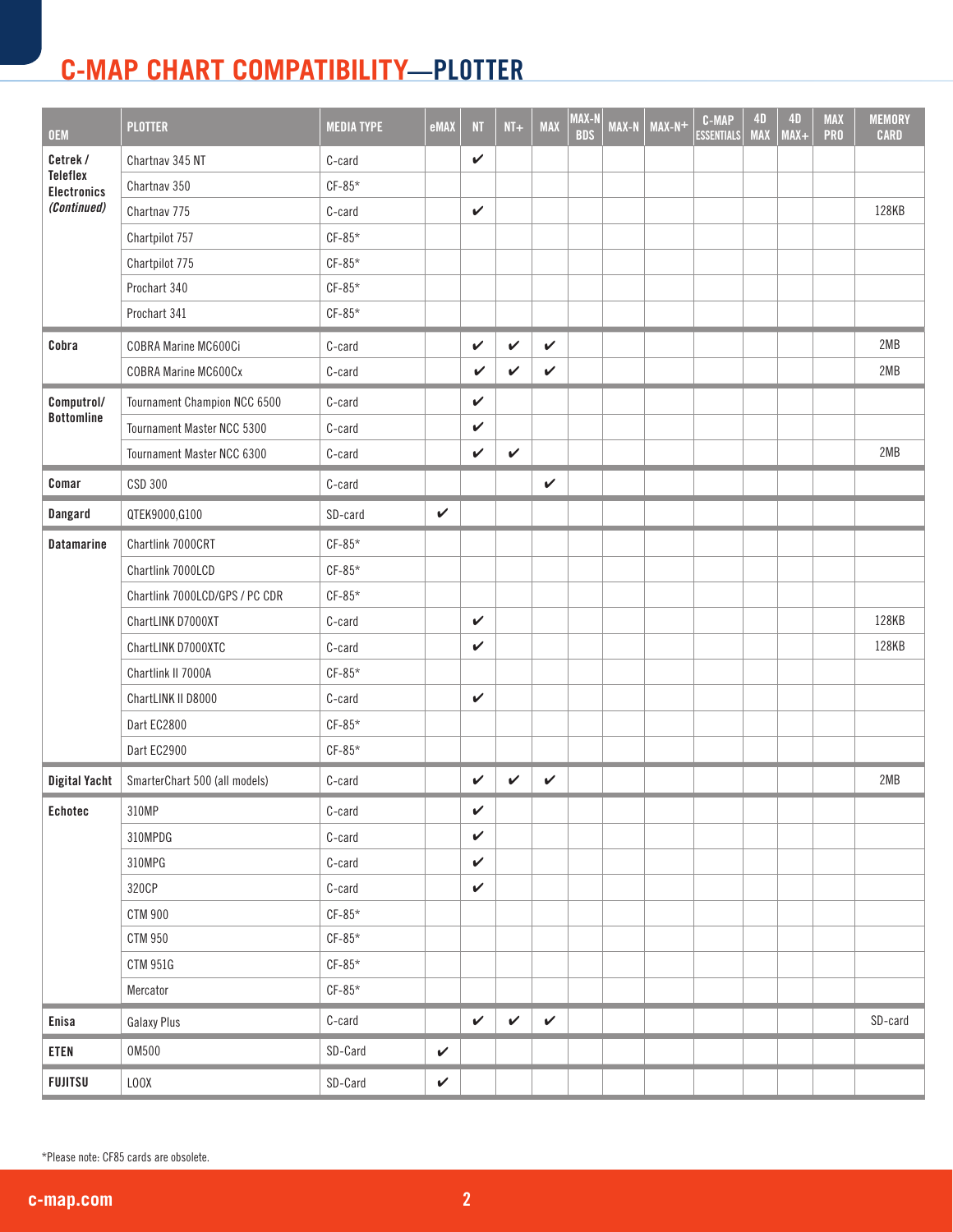# C-MAP CHART COMPATIBILITY—PLOTTER

| OEM | PLOTTER | MEDIA TYPE | eMAX | NT | NT+ | MAX | MAX-N BDS | MAX-N | MAX-N+ | C-MAP ESSENTIALS | 4D MAX | 4D MAX+ | MAX PRO | MEMORY CARD |
|---|---|---|---|---|---|---|---|---|---|---|---|---|---|---|
| **Cetrek / Teleflex Electronics *(Continued)*** | Chartnav 345 NT | C-card | | ✔ | | | | | | | | | | |
| | Chartnav 350 | CF-85* | | | | | | | | | | | | |
| | Chartnav 775 | C-card | | ✔ | | | | | | | | | | 128KB |
| | Chartpilot 757 | CF-85* | | | | | | | | | | | | |
| | Chartpilot 775 | CF-85* | | | | | | | | | | | | |
| | Prochart 340 | CF-85* | | | | | | | | | | | | |
| | Prochart 341 | CF-85* | | | | | | | | | | | | |
| **Cobra** | COBRA Marine MC600Ci | C-card | | ✔ | ✔ | ✔ | | | | | | | | 2MB |
| | COBRA Marine MC600Cx | C-card | | ✔ | ✔ | ✔ | | | | | | | | 2MB |
| **Computrol/ Bottomline** | Tournament Champion NCC 6500 | C-card | | ✔ | | | | | | | | | | |
| | Tournament Master NCC 5300 | C-card | | ✔ | | | | | | | | | | |
| | Tournament Master NCC 6300 | C-card | | ✔ | ✔ | | | | | | | | | 2MB |
| **Comar** | CSD 300 | C-card | | | | ✔ | | | | | | | | |
| **Dangard** | QTEK9000,G100 | SD-card | ✔ | | | | | | | | | | | |
| **Datamarine** | Chartlink 7000CRT | CF-85* | | | | | | | | | | | | |
| | Chartlink 7000LCD | CF-85* | | | | | | | | | | | | |
| | Chartlink 7000LCD/GPS / PC CDR | CF-85* | | | | | | | | | | | | |
| | ChartLINK D7000XT | C-card | | ✔ | | | | | | | | | | 128KB |
| | ChartLINK D7000XTC | C-card | | ✔ | | | | | | | | | | 128KB |
| | Chartlink II 7000A | CF-85* | | | | | | | | | | | | |
| | ChartLINK II D8000 | C-card | | ✔ | | | | | | | | | | |
| | Dart EC2800 | CF-85* | | | | | | | | | | | | |
| | Dart EC2900 | CF-85* | | | | | | | | | | | | |
| **Digital Yacht** | SmarterChart 500 (all models) | C-card | | ✔ | ✔ | ✔ | | | | | | | | 2MB |
| **Echotec** | 310MP | C-card | | ✔ | | | | | | | | | | |
| | 310MPDG | C-card | | ✔ | | | | | | | | | | |
| | 310MPG | C-card | | ✔ | | | | | | | | | | |
| | 320CP | C-card | | ✔ | | | | | | | | | | |
| | CTM 900 | CF-85* | | | | | | | | | | | | |
| | CTM 950 | CF-85* | | | | | | | | | | | | |
| | CTM 951G | CF-85* | | | | | | | | | | | | |
| | Mercator | CF-85* | | | | | | | | | | | | |
| **Enisa** | Galaxy Plus | C-card | | ✔ | ✔ | ✔ | | | | | | | | SD-card |
| **ETEN** | OM500 | SD-Card | ✔ | | | | | | | | | | | |
| **FUJITSU** | LOOX | SD-Card | ✔ | | | | | | | | | | | |

*Please note: CF85 cards are obsolete.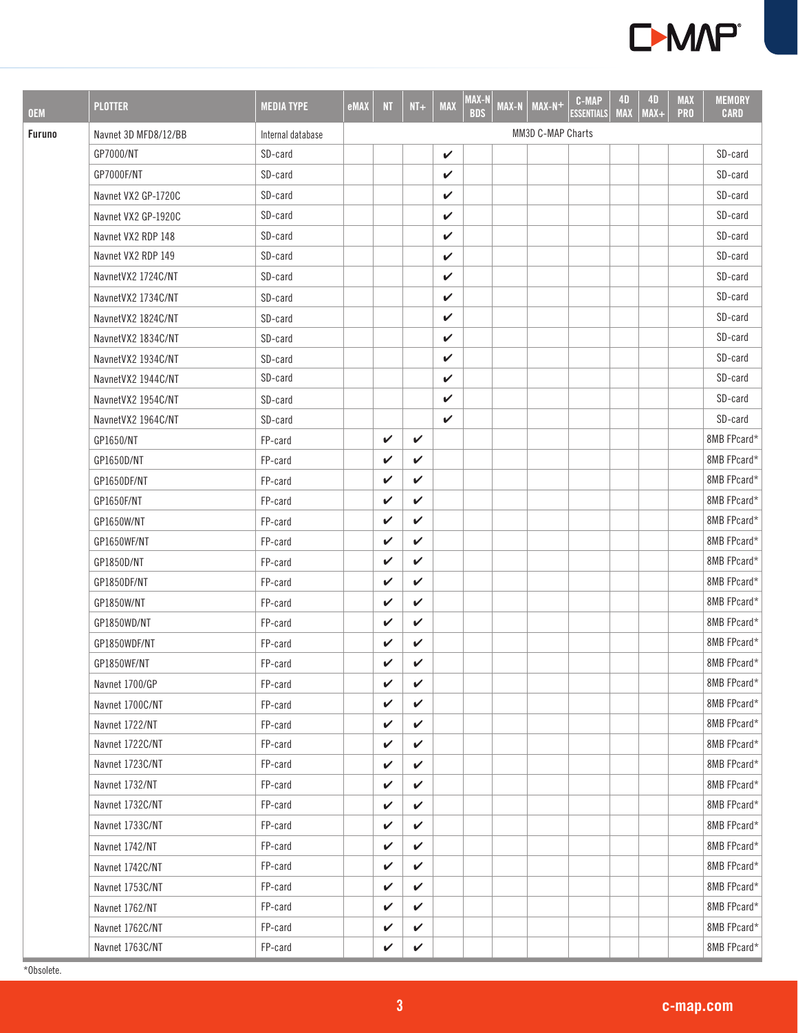| OEM | PLOTTER | MEDIA TYPE | eMAX | NT | NT+ | MAX | MAX-N BDS | MAX-N | MAX-N+ | C-MAP ESSENTIALS | 4D MAX | 4D MAX+ | MAX PRO | MEMORY CARD |
|---|---|---|---|---|---|---|---|---|---|---|---|---|---|---|
| **Furuno** | Navnet 3D MFD8/12/BB | Internal database | MM3D C-MAP Charts | | | | | | | | | | | |
| | GP7000/NT | SD-card | | | | ✔ | | | | | | | | SD-card |
| | GP7000F/NT | SD-card | | | | ✔ | | | | | | | | SD-card |
| | Navnet VX2 GP-1720C | SD-card | | | | ✔ | | | | | | | | SD-card |
| | Navnet VX2 GP-1920C | SD-card | | | | ✔ | | | | | | | | SD-card |
| | Navnet VX2 RDP 148 | SD-card | | | | ✔ | | | | | | | | SD-card |
| | Navnet VX2 RDP 149 | SD-card | | | | ✔ | | | | | | | | SD-card |
| | NavnetVX2 1724C/NT | SD-card | | | | ✔ | | | | | | | | SD-card |
| | NavnetVX2 1734C/NT | SD-card | | | | ✔ | | | | | | | | SD-card |
| | NavnetVX2 1824C/NT | SD-card | | | | ✔ | | | | | | | | SD-card |
| | NavnetVX2 1834C/NT | SD-card | | | | ✔ | | | | | | | | SD-card |
| | NavnetVX2 1934C/NT | SD-card | | | | ✔ | | | | | | | | SD-card |
| | NavnetVX2 1944C/NT | SD-card | | | | ✔ | | | | | | | | SD-card |
| | NavnetVX2 1954C/NT | SD-card | | | | ✔ | | | | | | | | SD-card |
| | NavnetVX2 1964C/NT | SD-card | | | | ✔ | | | | | | | | SD-card |
| | GP1650/NT | FP-card | | ✔ | ✔ | | | | | | | | | 8MB FPcard* |
| | GP1650D/NT | FP-card | | ✔ | ✔ | | | | | | | | | 8MB FPcard* |
| | GP1650DF/NT | FP-card | | ✔ | ✔ | | | | | | | | | 8MB FPcard* |
| | GP1650F/NT | FP-card | | ✔ | ✔ | | | | | | | | | 8MB FPcard* |
| | GP1650W/NT | FP-card | | ✔ | ✔ | | | | | | | | | 8MB FPcard* |
| | GP1650WF/NT | FP-card | | ✔ | ✔ | | | | | | | | | 8MB FPcard* |
| | GP1850D/NT | FP-card | | ✔ | ✔ | | | | | | | | | 8MB FPcard* |
| | GP1850DF/NT | FP-card | | ✔ | ✔ | | | | | | | | | 8MB FPcard* |
| | GP1850W/NT | FP-card | | ✔ | ✔ | | | | | | | | | 8MB FPcard* |
| | GP1850WD/NT | FP-card | | ✔ | ✔ | | | | | | | | | 8MB FPcard* |
| | GP1850WDF/NT | FP-card | | ✔ | ✔ | | | | | | | | | 8MB FPcard* |
| | GP1850WF/NT | FP-card | | ✔ | ✔ | | | | | | | | | 8MB FPcard* |
| | Navnet 1700/GP | FP-card | | ✔ | ✔ | | | | | | | | | 8MB FPcard* |
| | Navnet 1700C/NT | FP-card | | ✔ | ✔ | | | | | | | | | 8MB FPcard* |
| | Navnet 1722/NT | FP-card | | ✔ | ✔ | | | | | | | | | 8MB FPcard* |
| | Navnet 1722C/NT | FP-card | | ✔ | ✔ | | | | | | | | | 8MB FPcard* |
| | Navnet 1723C/NT | FP-card | | ✔ | ✔ | | | | | | | | | 8MB FPcard* |
| | Navnet 1732/NT | FP-card | | ✔ | ✔ | | | | | | | | | 8MB FPcard* |
| | Navnet 1732C/NT | FP-card | | ✔ | ✔ | | | | | | | | | 8MB FPcard* |
| | Navnet 1733C/NT | FP-card | | ✔ | ✔ | | | | | | | | | 8MB FPcard* |
| | Navnet 1742/NT | FP-card | | ✔ | ✔ | | | | | | | | | 8MB FPcard* |
| | Navnet 1742C/NT | FP-card | | ✔ | ✔ | | | | | | | | | 8MB FPcard* |
| | Navnet 1753C/NT | FP-card | | ✔ | ✔ | | | | | | | | | 8MB FPcard* |
| | Navnet 1762/NT | FP-card | | ✔ | ✔ | | | | | | | | | 8MB FPcard* |
| | Navnet 1762C/NT | FP-card | | ✔ | ✔ | | | | | | | | | 8MB FPcard* |
| | Navnet 1763C/NT | FP-card | | ✔ | ✔ | | | | | | | | | 8MB FPcard* |

*Obsolete.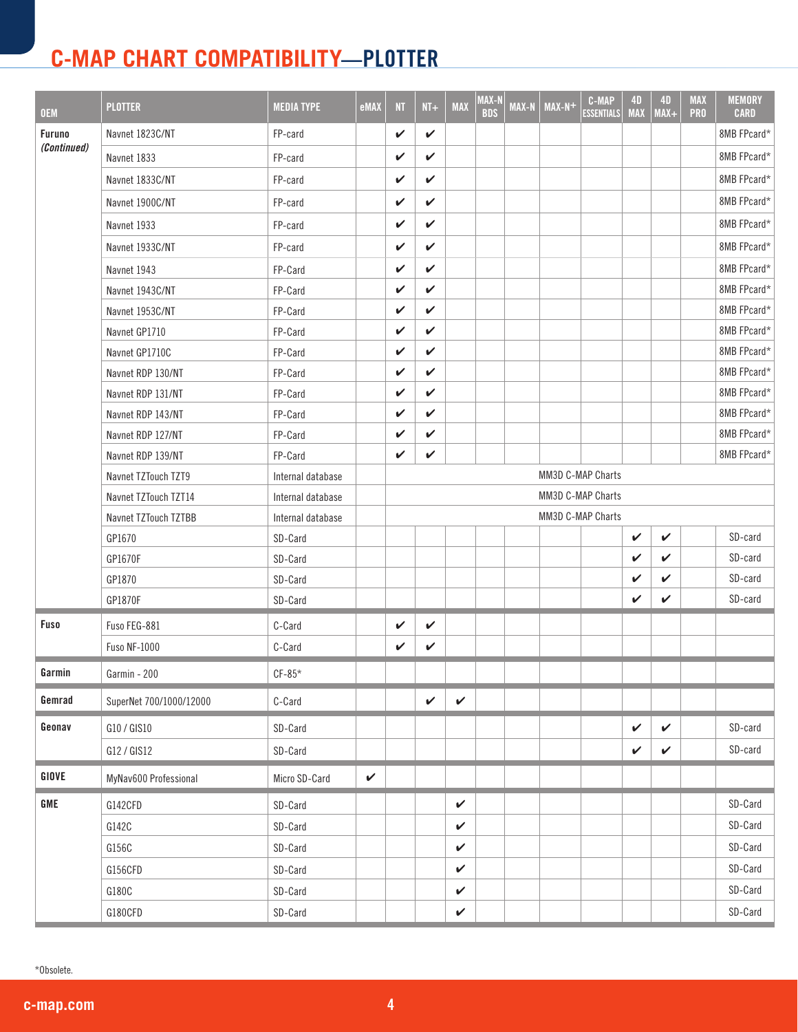# C-MAP CHART COMPATIBILITY—PLOTTER

| OEM | PLOTTER | MEDIA TYPE | eMAX | NT | NT+ | MAX | MAX-N BDS | MAX-N | MAX-N+ | C-MAP ESSENTIALS | 4D MAX | 4D MAX+ | MAX PRO | MEMORY CARD |
|---|---|---|---|---|---|---|---|---|---|---|---|---|---|---|
| **Furuno** *(Continued)* | Navnet 1823C/NT | FP-card | | ✔ | ✔ | | | | | | | | | 8MB FPcard* |
| | Navnet 1833 | FP-card | | ✔ | ✔ | | | | | | | | | 8MB FPcard* |
| | Navnet 1833C/NT | FP-card | | ✔ | ✔ | | | | | | | | | 8MB FPcard* |
| | Navnet 1900C/NT | FP-card | | ✔ | ✔ | | | | | | | | | 8MB FPcard* |
| | Navnet 1933 | FP-card | | ✔ | ✔ | | | | | | | | | 8MB FPcard* |
| | Navnet 1933C/NT | FP-card | | ✔ | ✔ | | | | | | | | | 8MB FPcard* |
| | Navnet 1943 | FP-Card | | ✔ | ✔ | | | | | | | | | 8MB FPcard* |
| | Navnet 1943C/NT | FP-Card | | ✔ | ✔ | | | | | | | | | 8MB FPcard* |
| | Navnet 1953C/NT | FP-Card | | ✔ | ✔ | | | | | | | | | 8MB FPcard* |
| | Navnet GP1710 | FP-Card | | ✔ | ✔ | | | | | | | | | 8MB FPcard* |
| | Navnet GP1710C | FP-Card | | ✔ | ✔ | | | | | | | | | 8MB FPcard* |
| | Navnet RDP 130/NT | FP-Card | | ✔ | ✔ | | | | | | | | | 8MB FPcard* |
| | Navnet RDP 131/NT | FP-Card | | ✔ | ✔ | | | | | | | | | 8MB FPcard* |
| | Navnet RDP 143/NT | FP-Card | | ✔ | ✔ | | | | | | | | | 8MB FPcard* |
| | Navnet RDP 127/NT | FP-Card | | ✔ | ✔ | | | | | | | | | 8MB FPcard* |
| | Navnet RDP 139/NT | FP-Card | | ✔ | ✔ | | | | | | | | | 8MB FPcard* |
| | Navnet TZTouch TZT9 | Internal database | | MM3D C-MAP Charts | | | | | | | | | | |
| | Navnet TZTouch TZT14 | Internal database | | MM3D C-MAP Charts | | | | | | | | | | |
| | Navnet TZTouch TZTBB | Internal database | | MM3D C-MAP Charts | | | | | | | | | | |
| | GP1670 | SD-Card | | | | | | | | | ✔ | ✔ | | SD-card |
| | GP1670F | SD-Card | | | | | | | | | ✔ | ✔ | | SD-card |
| | GP1870 | SD-Card | | | | | | | | | ✔ | ✔ | | SD-card |
| | GP1870F | SD-Card | | | | | | | | | ✔ | ✔ | | SD-card |
| **Fuso** | Fuso FEG-881 | C-Card | | ✔ | ✔ | | | | | | | | | |
| | Fuso NF-1000 | C-Card | | ✔ | ✔ | | | | | | | | | |
| **Garmin** | Garmin - 200 | CF-85* | | | | | | | | | | | | |
| **Gemrad** | SuperNet 700/1000/12000 | C-Card | | | ✔ | ✔ | | | | | | | | |
| **Geonav** | G10 / GIS10 | SD-Card | | | | | | | | | ✔ | ✔ | | SD-card |
| | G12 / GIS12 | SD-Card | | | | | | | | | ✔ | ✔ | | SD-card |
| **GIOVE** | MyNav600 Professional | Micro SD-Card | ✔ | | | | | | | | | | | |
| **GME** | G142CFD | SD-Card | | | | ✔ | | | | | | | | SD-Card |
| | G142C | SD-Card | | | | ✔ | | | | | | | | SD-Card |
| | G156C | SD-Card | | | | ✔ | | | | | | | | SD-Card |
| | G156CFD | SD-Card | | | | ✔ | | | | | | | | SD-Card |
| | G180C | SD-Card | | | | ✔ | | | | | | | | SD-Card |
| | G180CFD | SD-Card | | | | ✔ | | | | | | | | SD-Card |

*Obsolete.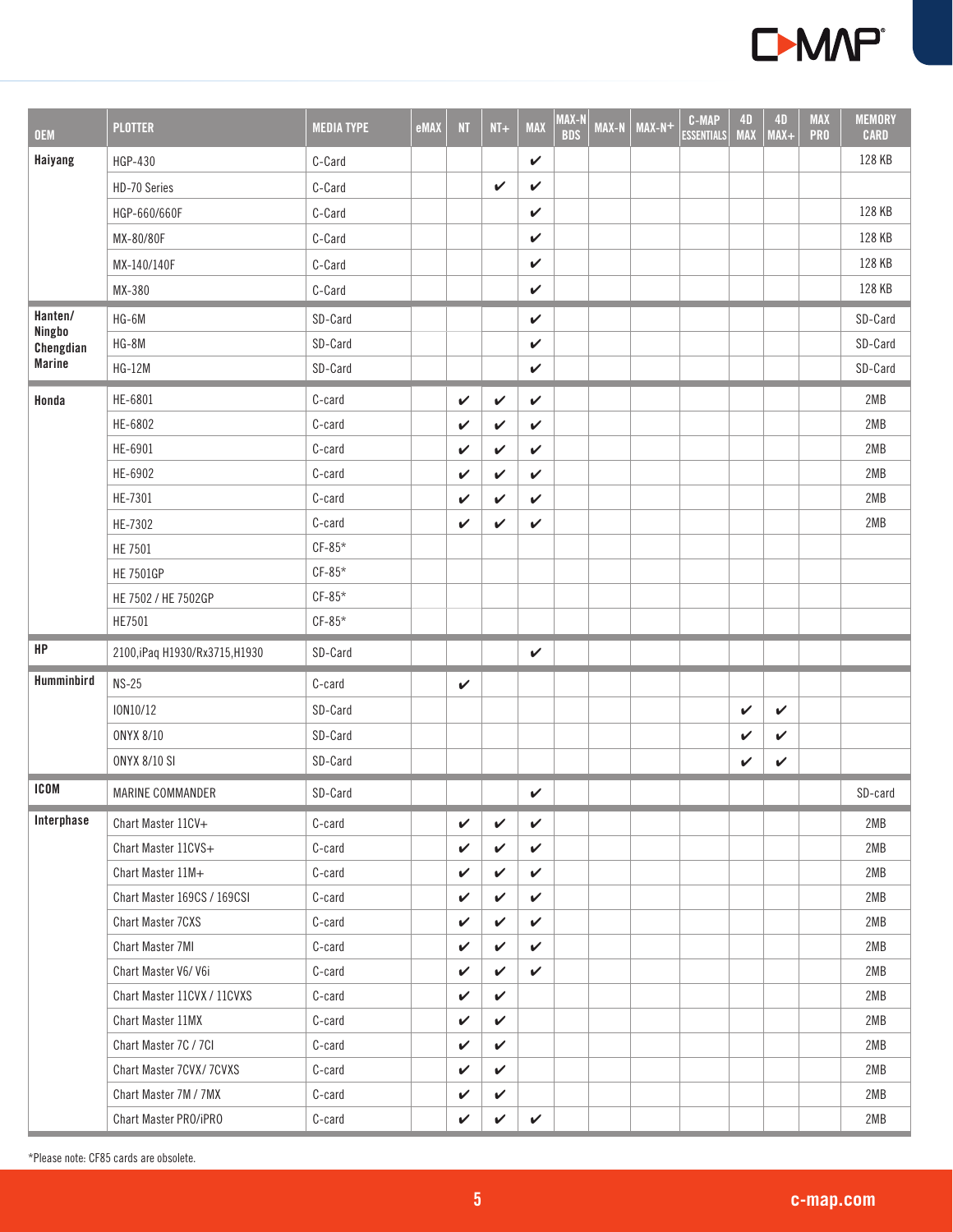| OEM | PLOTTER | MEDIA TYPE | eMAX | NT | NT+ | MAX | MAX-N BDS | MAX-N | MAX-N+ | C-MAP ESSENTIALS | 4D MAX | 4D MAX+ | MAX PRO | MEMORY CARD |
|---|---|---|---|---|---|---|---|---|---|---|---|---|---|---|
| Haiyang | HGP-430 | C-Card | | | | ✔ | | | | | | | | 128 KB |
| | HD-70 Series | C-Card | | | ✔ | ✔ | | | | | | | | |
| | HGP-660/660F | C-Card | | | | ✔ | | | | | | | | 128 KB |
| | MX-80/80F | C-Card | | | | ✔ | | | | | | | | 128 KB |
| | MX-140/140F | C-Card | | | | ✔ | | | | | | | | 128 KB |
| | MX-380 | C-Card | | | | ✔ | | | | | | | | 128 KB |
| Hanten/ Ningbo Chengdian Marine | HG-6M | SD-Card | | | | ✔ | | | | | | | | SD-Card |
| | HG-8M | SD-Card | | | | ✔ | | | | | | | | SD-Card |
| | HG-12M | SD-Card | | | | ✔ | | | | | | | | SD-Card |
| Honda | HE-6801 | C-card | | ✔ | ✔ | ✔ | | | | | | | | 2MB |
| | HE-6802 | C-card | | ✔ | ✔ | ✔ | | | | | | | | 2MB |
| | HE-6901 | C-card | | ✔ | ✔ | ✔ | | | | | | | | 2MB |
| | HE-6902 | C-card | | ✔ | ✔ | ✔ | | | | | | | | 2MB |
| | HE-7301 | C-card | | ✔ | ✔ | ✔ | | | | | | | | 2MB |
| | HE-7302 | C-card | | ✔ | ✔ | ✔ | | | | | | | | 2MB |
| | HE 7501 | CF-85* | | | | | | | | | | | | |
| | HE 7501GP | CF-85* | | | | | | | | | | | | |
| | HE 7502 / HE 7502GP | CF-85* | | | | | | | | | | | | |
| | HE7501 | CF-85* | | | | | | | | | | | | |
| HP | 2100,iPaq H1930/Rx3715,H1930 | SD-Card | | | | ✔ | | | | | | | | |
| Humminbird | NS-25 | C-card | | ✔ | | | | | | | | | | |
| | ION10/12 | SD-Card | | | | | | | | | ✔ | ✔ | | |
| | ONYX 8/10 | SD-Card | | | | | | | | | ✔ | ✔ | | |
| | ONYX 8/10 SI | SD-Card | | | | | | | | | ✔ | ✔ | | |
| ICOM | MARINE COMMANDER | SD-Card | | | | ✔ | | | | | | | | SD-card |
| Interphase | Chart Master 11CV+ | C-card | | ✔ | ✔ | ✔ | | | | | | | | 2MB |
| | Chart Master 11CVS+ | C-card | | ✔ | ✔ | ✔ | | | | | | | | 2MB |
| | Chart Master 11M+ | C-card | | ✔ | ✔ | ✔ | | | | | | | | 2MB |
| | Chart Master 169CS / 169CSI | C-card | | ✔ | ✔ | ✔ | | | | | | | | 2MB |
| | Chart Master 7CXS | C-card | | ✔ | ✔ | ✔ | | | | | | | | 2MB |
| | Chart Master 7MI | C-card | | ✔ | ✔ | ✔ | | | | | | | | 2MB |
| | Chart Master V6/ V6i | C-card | | ✔ | ✔ | ✔ | | | | | | | | 2MB |
| | Chart Master 11CVX / 11CVXS | C-card | | ✔ | ✔ | | | | | | | | | 2MB |
| | Chart Master 11MX | C-card | | ✔ | ✔ | | | | | | | | | 2MB |
| | Chart Master 7C / 7CI | C-card | | ✔ | ✔ | | | | | | | | | 2MB |
| | Chart Master 7CVX/ 7CVXS | C-card | | ✔ | ✔ | | | | | | | | | 2MB |
| | Chart Master 7M / 7MX | C-card | | ✔ | ✔ | | | | | | | | | 2MB |
| | Chart Master PRO/iPRO | C-card | | ✔ | ✔ | ✔ | | | | | | | | 2MB |

*Please note: CF85 cards are obsolete.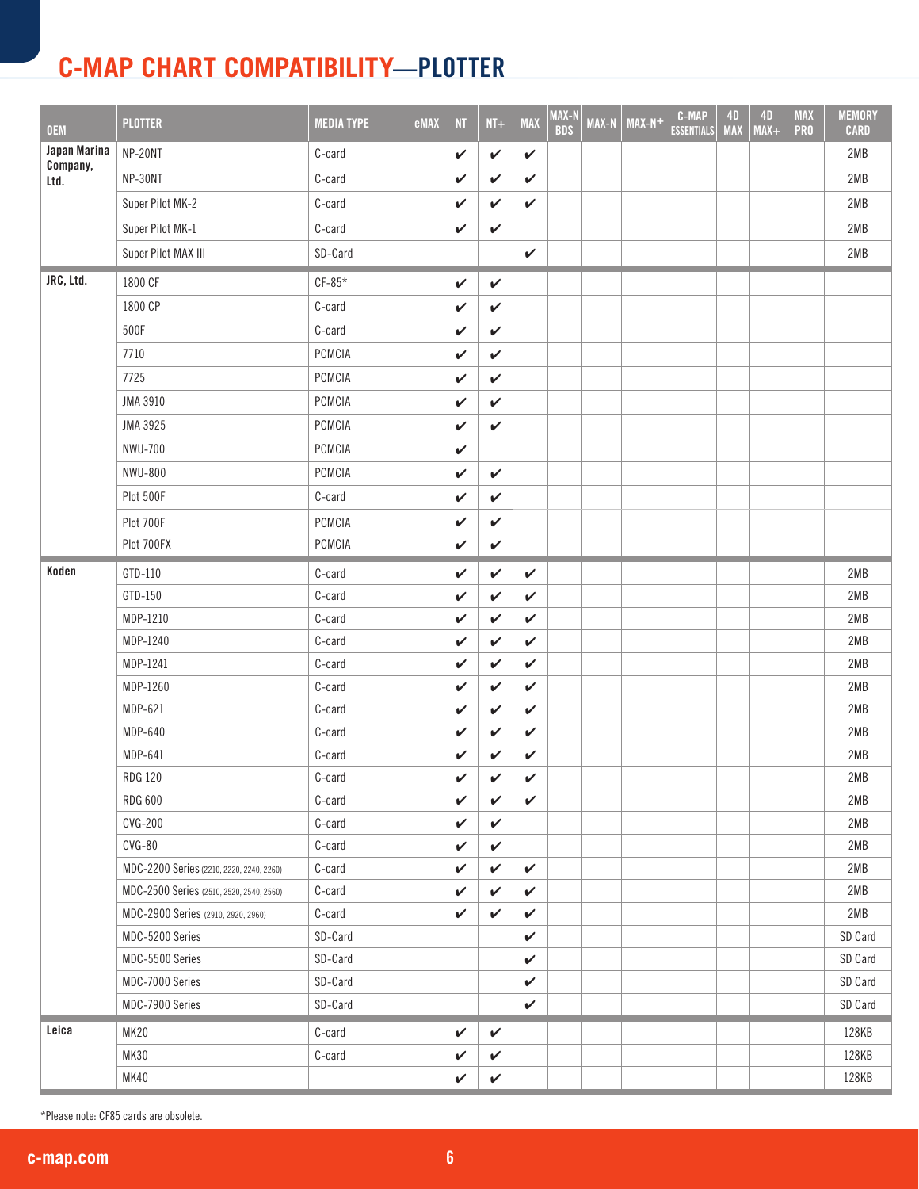# C-MAP CHART COMPATIBILITY—PLOTTER

| OEM | PLOTTER | MEDIA TYPE | eMAX | NT | NT+ | MAX | MAX-N BDS | MAX-N | MAX-N+ | C-MAP ESSENTIALS | 4D MAX | 4D MAX+ | MAX PRO | MEMORY CARD |
|---|---|---|---|---|---|---|---|---|---|---|---|---|---|---|
| Japan Marina Company, Ltd. | NP-20NT | C-card | | ✔ | ✔ | ✔ | | | | | | | | 2MB |
| | NP-30NT | C-card | | ✔ | ✔ | ✔ | | | | | | | | 2MB |
| | Super Pilot MK-2 | C-card | | ✔ | ✔ | ✔ | | | | | | | | 2MB |
| | Super Pilot MK-1 | C-card | | ✔ | ✔ | | | | | | | | | 2MB |
| | Super Pilot MAX III | SD-Card | | | | ✔ | | | | | | | | 2MB |
| JRC, Ltd. | 1800 CF | CF-85* | | ✔ | ✔ | | | | | | | | | |
| | 1800 CP | C-card | | ✔ | ✔ | | | | | | | | | |
| | 500F | C-card | | ✔ | ✔ | | | | | | | | | |
| | 7710 | PCMCIA | | ✔ | ✔ | | | | | | | | | |
| | 7725 | PCMCIA | | ✔ | ✔ | | | | | | | | | |
| | JMA 3910 | PCMCIA | | ✔ | ✔ | | | | | | | | | |
| | JMA 3925 | PCMCIA | | ✔ | ✔ | | | | | | | | | |
| | NWU-700 | PCMCIA | | ✔ | | | | | | | | | | |
| | NWU-800 | PCMCIA | | ✔ | ✔ | | | | | | | | | |
| | Plot 500F | C-card | | ✔ | ✔ | | | | | | | | | |
| | Plot 700F | PCMCIA | | ✔ | ✔ | | | | | | | | | |
| | Plot 700FX | PCMCIA | | ✔ | ✔ | | | | | | | | | |
| Koden | GTD-110 | C-card | | ✔ | ✔ | ✔ | | | | | | | | 2MB |
| | GTD-150 | C-card | | ✔ | ✔ | ✔ | | | | | | | | 2MB |
| | MDP-1210 | C-card | | ✔ | ✔ | ✔ | | | | | | | | 2MB |
| | MDP-1240 | C-card | | ✔ | ✔ | ✔ | | | | | | | | 2MB |
| | MDP-1241 | C-card | | ✔ | ✔ | ✔ | | | | | | | | 2MB |
| | MDP-1260 | C-card | | ✔ | ✔ | ✔ | | | | | | | | 2MB |
| | MDP-621 | C-card | | ✔ | ✔ | ✔ | | | | | | | | 2MB |
| | MDP-640 | C-card | | ✔ | ✔ | ✔ | | | | | | | | 2MB |
| | MDP-641 | C-card | | ✔ | ✔ | ✔ | | | | | | | | 2MB |
| | RDG 120 | C-card | | ✔ | ✔ | ✔ | | | | | | | | 2MB |
| | RDG 600 | C-card | | ✔ | ✔ | ✔ | | | | | | | | 2MB |
| | CVG-200 | C-card | | ✔ | ✔ | | | | | | | | | 2MB |
| | CVG-80 | C-card | | ✔ | ✔ | | | | | | | | | 2MB |
| | MDC-2200 Series (2210, 2220, 2240, 2260) | C-card | | ✔ | ✔ | ✔ | | | | | | | | 2MB |
| | MDC-2500 Series (2510, 2520, 2540, 2560) | C-card | | ✔ | ✔ | ✔ | | | | | | | | 2MB |
| | MDC-2900 Series (2910, 2920, 2960) | C-card | | ✔ | ✔ | ✔ | | | | | | | | 2MB |
| | MDC-5200 Series | SD-Card | | | | ✔ | | | | | | | | SD Card |
| | MDC-5500 Series | SD-Card | | | | ✔ | | | | | | | | SD Card |
| | MDC-7000 Series | SD-Card | | | | ✔ | | | | | | | | SD Card |
| | MDC-7900 Series | SD-Card | | | | ✔ | | | | | | | | SD Card |
| Leica | MK20 | C-card | | ✔ | ✔ | | | | | | | | | 128KB |
| | MK30 | C-card | | ✔ | ✔ | | | | | | | | | 128KB |
| | MK40 | | | ✔ | ✔ | | | | | | | | | 128KB |

*Please note: CF85 cards are obsolete.

c-map.com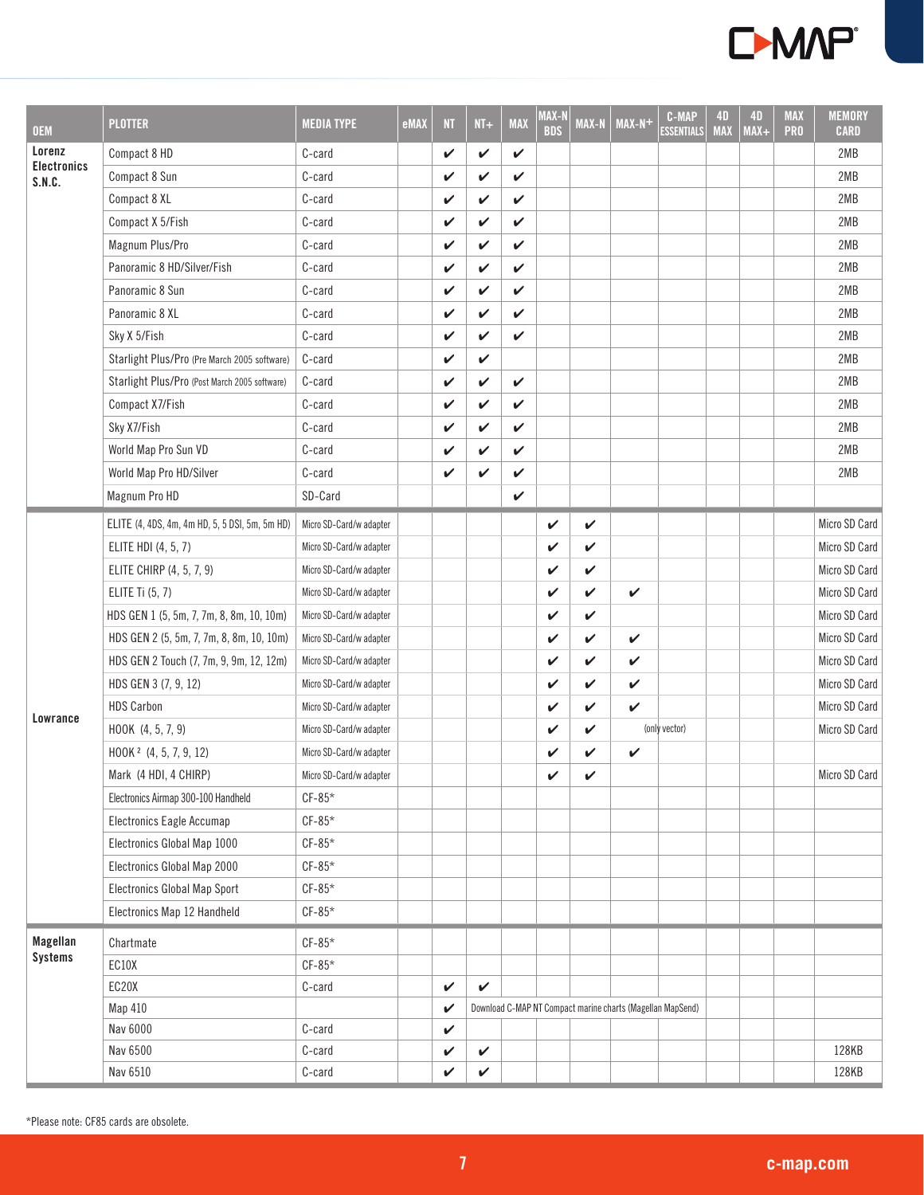| OEM | PLOTTER | MEDIA TYPE | eMAX | NT | NT+ | MAX | MAX-N BDS | MAX-N | MAX-N+ | C-MAP ESSENTIALS | 4D MAX | 4D MAX+ | MAX PRO | MEMORY CARD |
|---|---|---|---|---|---|---|---|---|---|---|---|---|---|---|
| Lorenz Electronics S.N.C. | Compact 8 HD | C-card | | ✔ | ✔ | ✔ | | | | | | | | 2MB |
| | Compact 8 Sun | C-card | | ✔ | ✔ | ✔ | | | | | | | | 2MB |
| | Compact 8 XL | C-card | | ✔ | ✔ | ✔ | | | | | | | | 2MB |
| | Compact X 5/Fish | C-card | | ✔ | ✔ | ✔ | | | | | | | | 2MB |
| | Magnum Plus/Pro | C-card | | ✔ | ✔ | ✔ | | | | | | | | 2MB |
| | Panoramic 8 HD/Silver/Fish | C-card | | ✔ | ✔ | ✔ | | | | | | | | 2MB |
| | Panoramic 8 Sun | C-card | | ✔ | ✔ | ✔ | | | | | | | | 2MB |
| | Panoramic 8 XL | C-card | | ✔ | ✔ | ✔ | | | | | | | | 2MB |
| | Sky X 5/Fish | C-card | | ✔ | ✔ | ✔ | | | | | | | | 2MB |
| | Starlight Plus/Pro (Pre March 2005 software) | C-card | | ✔ | ✔ | | | | | | | | | 2MB |
| | Starlight Plus/Pro (Post March 2005 software) | C-card | | ✔ | ✔ | ✔ | | | | | | | | 2MB |
| | Compact X7/Fish | C-card | | ✔ | ✔ | ✔ | | | | | | | | 2MB |
| | Sky X7/Fish | C-card | | ✔ | ✔ | ✔ | | | | | | | | 2MB |
| | World Map Pro Sun VD | C-card | | ✔ | ✔ | ✔ | | | | | | | | 2MB |
| | World Map Pro HD/Silver | C-card | | ✔ | ✔ | ✔ | | | | | | | | 2MB |
| | Magnum Pro HD | SD-Card | | | | ✔ | | | | | | | | |
| Lowrance | ELITE (4, 4DS, 4m, 4m HD, 5, 5 DSI, 5m, 5m HD) | Micro SD-Card/w adapter | | | | | ✔ | ✔ | | | | | | Micro SD Card |
| | ELITE HDI (4, 5, 7) | Micro SD-Card/w adapter | | | | | ✔ | ✔ | | | | | | Micro SD Card |
| | ELITE CHIRP (4, 5, 7, 9) | Micro SD-Card/w adapter | | | | | ✔ | ✔ | | | | | | Micro SD Card |
| | ELITE Ti (5, 7) | Micro SD-Card/w adapter | | | | | ✔ | ✔ | ✔ | | | | | Micro SD Card |
| | HDS GEN 1 (5, 5m, 7, 7m, 8, 8m, 10, 10m) | Micro SD-Card/w adapter | | | | | ✔ | ✔ | | | | | | Micro SD Card |
| | HDS GEN 2 (5, 5m, 7, 7m, 8, 8m, 10, 10m) | Micro SD-Card/w adapter | | | | | ✔ | ✔ | ✔ | | | | | Micro SD Card |
| | HDS GEN 2 Touch (7, 7m, 9, 9m, 12, 12m) | Micro SD-Card/w adapter | | | | | ✔ | ✔ | ✔ | | | | | Micro SD Card |
| | HDS GEN 3 (7, 9, 12) | Micro SD-Card/w adapter | | | | | ✔ | ✔ | ✔ | | | | | Micro SD Card |
| | HDS Carbon | Micro SD-Card/w adapter | | | | | ✔ | ✔ | ✔ | | | | | Micro SD Card |
| | HOOK (4, 5, 7, 9) | Micro SD-Card/w adapter | | | | | ✔ | ✔ | (only vector) | | | | | Micro SD Card |
| | HOOK² (4, 5, 7, 9, 12) | Micro SD-Card/w adapter | | | | | ✔ | ✔ | ✔ | | | | | |
| | Mark (4 HDI, 4 CHIRP) | Micro SD-Card/w adapter | | | | | ✔ | ✔ | | | | | | Micro SD Card |
| | Electronics Airmap 300-100 Handheld | CF-85* | | | | | | | | | | | | |
| | Electronics Eagle Accumap | CF-85* | | | | | | | | | | | | |
| | Electronics Global Map 1000 | CF-85* | | | | | | | | | | | | |
| | Electronics Global Map 2000 | CF-85* | | | | | | | | | | | | |
| | Electronics Global Map Sport | CF-85* | | | | | | | | | | | | |
| | Electronics Map 12 Handheld | CF-85* | | | | | | | | | | | | |
| Magellan Systems | Chartmate | CF-85* | | | | | | | | | | | | |
| | EC10X | CF-85* | | | | | | | | | | | | |
| | EC20X | C-card | | ✔ | ✔ | | | | | | | | | |
| | Map 410 | | | ✔ | Download C-MAP NT Compact marine charts (Magellan MapSend) | | | | | | | | | |
| | Nav 6000 | C-card | | ✔ | | | | | | | | | | |
| | Nav 6500 | C-card | | ✔ | ✔ | | | | | | | | | 128KB |
| | Nav 6510 | C-card | | ✔ | ✔ | | | | | | | | | 128KB |

*Please note: CF85 cards are obsolete.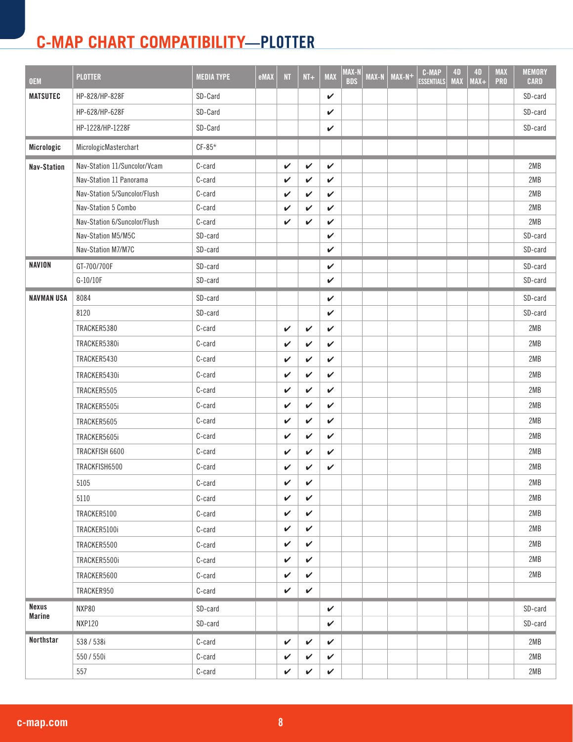# C-MAP CHART COMPATIBILITY—PLOTTER

| OEM | PLOTTER | MEDIA TYPE | eMAX | NT | NT+ | MAX | MAX-N BDS | MAX-N | MAX-N+ | C-MAP ESSENTIALS | 4D MAX | 4D MAX+ | MAX PRO | MEMORY CARD |
|---|---|---|---|---|---|---|---|---|---|---|---|---|---|---|
| MATSUTEC | HP-828/HP-828F | SD-Card | | | | ✔ | | | | | | | | SD-card |
| | HP-628/HP-628F | SD-Card | | | | ✔ | | | | | | | | SD-card |
| | HP-1228/HP-1228F | SD-Card | | | | ✔ | | | | | | | | SD-card |
| Micrologic | MicrologicMasterchart | CF-85* | | | | | | | | | | | | |
| Nav-Station | Nav-Station 11/Suncolor/Vcam | C-card | | ✔ | ✔ | ✔ | | | | | | | | 2MB |
| | Nav-Station 11 Panorama | C-card | | ✔ | ✔ | ✔ | | | | | | | | 2MB |
| | Nav-Station 5/Suncolor/Flush | C-card | | ✔ | ✔ | ✔ | | | | | | | | 2MB |
| | Nav-Station 5 Combo | C-card | | ✔ | ✔ | ✔ | | | | | | | | 2MB |
| | Nav-Station 6/Suncolor/Flush | C-card | | ✔ | ✔ | ✔ | | | | | | | | 2MB |
| | Nav-Station M5/M5C | SD-card | | | | ✔ | | | | | | | | SD-card |
| | Nav-Station M7/M7C | SD-card | | | | ✔ | | | | | | | | SD-card |
| NAVION | GT-700/700F | SD-card | | | | ✔ | | | | | | | | SD-card |
| | G-10/10F | SD-card | | | | ✔ | | | | | | | | SD-card |
| NAVMAN USA | 8084 | SD-card | | | | ✔ | | | | | | | | SD-card |
| | 8120 | SD-card | | | | ✔ | | | | | | | | SD-card |
| | TRACKER5380 | C-card | | ✔ | ✔ | ✔ | | | | | | | | 2MB |
| | TRACKER5380i | C-card | | ✔ | ✔ | ✔ | | | | | | | | 2MB |
| | TRACKER5430 | C-card | | ✔ | ✔ | ✔ | | | | | | | | 2MB |
| | TRACKER5430i | C-card | | ✔ | ✔ | ✔ | | | | | | | | 2MB |
| | TRACKER5505 | C-card | | ✔ | ✔ | ✔ | | | | | | | | 2MB |
| | TRACKER5505i | C-card | | ✔ | ✔ | ✔ | | | | | | | | 2MB |
| | TRACKER5605 | C-card | | ✔ | ✔ | ✔ | | | | | | | | 2MB |
| | TRACKER5605i | C-card | | ✔ | ✔ | ✔ | | | | | | | | 2MB |
| | TRACKFISH 6600 | C-card | | ✔ | ✔ | ✔ | | | | | | | | 2MB |
| | TRACKFISH6500 | C-card | | ✔ | ✔ | ✔ | | | | | | | | 2MB |
| | 5105 | C-card | | ✔ | ✔ | | | | | | | | | 2MB |
| | 5110 | C-card | | ✔ | ✔ | | | | | | | | | 2MB |
| | TRACKER5100 | C-card | | ✔ | ✔ | | | | | | | | | 2MB |
| | TRACKER5100i | C-card | | ✔ | ✔ | | | | | | | | | 2MB |
| | TRACKER5500 | C-card | | ✔ | ✔ | | | | | | | | | 2MB |
| | TRACKER5500i | C-card | | ✔ | ✔ | | | | | | | | | 2MB |
| | TRACKER5600 | C-card | | ✔ | ✔ | | | | | | | | | 2MB |
| | TRACKER950 | C-card | | ✔ | ✔ | | | | | | | | | |
| Nexus Marine | NXP80 | SD-card | | | | ✔ | | | | | | | | SD-card |
| | NXP120 | SD-card | | | | ✔ | | | | | | | | SD-card |
| Northstar | 538 / 538i | C-card | | ✔ | ✔ | ✔ | | | | | | | | 2MB |
| | 550 / 550i | C-card | | ✔ | ✔ | ✔ | | | | | | | | 2MB |
| | 557 | C-card | | ✔ | ✔ | ✔ | | | | | | | | 2MB |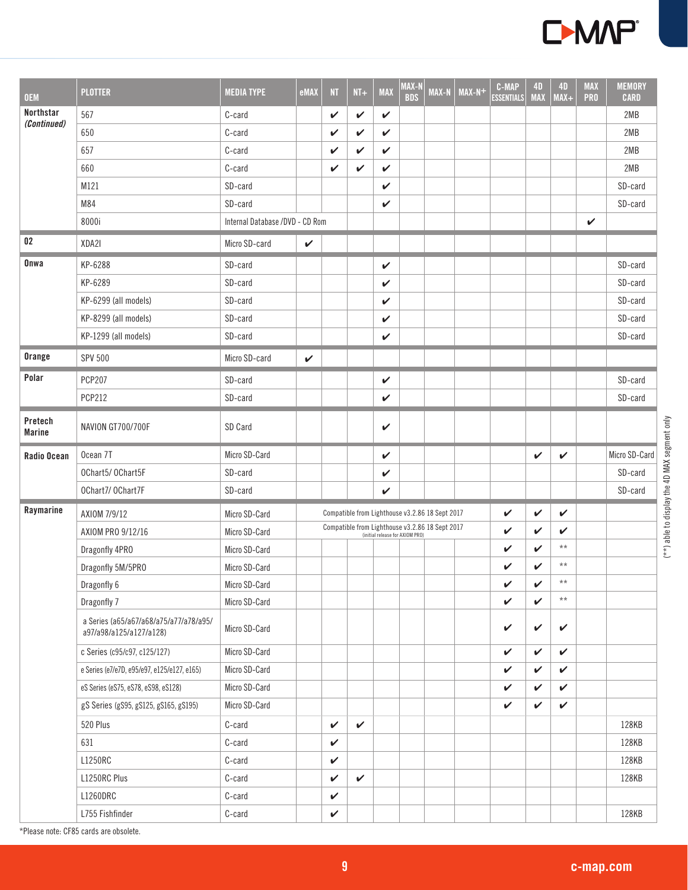| OEM | PLOTTER | MEDIA TYPE | eMAX | NT | NT+ | MAX | MAX-N BDS | MAX-N | MAX-N+ | C-MAP ESSENTIALS | 4D MAX | 4D MAX+ | MAX PRO | MEMORY CARD |
|---|---|---|---|---|---|---|---|---|---|---|---|---|---|---|
| Northstar *(Continued)* | 567 | C-card | | ✔ | ✔ | ✔ | | | | | | | | 2MB |
| | 650 | C-card | | ✔ | ✔ | ✔ | | | | | | | | 2MB |
| | 657 | C-card | | ✔ | ✔ | ✔ | | | | | | | | 2MB |
| | 660 | C-card | | ✔ | ✔ | ✔ | | | | | | | | 2MB |
| | M121 | SD-card | | | | ✔ | | | | | | | | SD-card |
| | M84 | SD-card | | | | ✔ | | | | | | | | SD-card |
| | 8000i | Internal Database /DVD - CD Rom | | | | | | | | | | | ✔ | |
| 02 | XDA2I | Micro SD-card | ✔ | | | | | | | | | | | |
| Onwa | KP-6288 | SD-card | | | | ✔ | | | | | | | | SD-card |
| | KP-6289 | SD-card | | | | ✔ | | | | | | | | SD-card |
| | KP-6299 (all models) | SD-card | | | | ✔ | | | | | | | | SD-card |
| | KP-8299 (all models) | SD-card | | | | ✔ | | | | | | | | SD-card |
| | KP-1299 (all models) | SD-card | | | | ✔ | | | | | | | | SD-card |
| Orange | SPV 500 | Micro SD-card | ✔ | | | | | | | | | | | |
| Polar | PCP207 | SD-card | | | | ✔ | | | | | | | | SD-card |
| | PCP212 | SD-card | | | | ✔ | | | | | | | | SD-card |
| Pretech Marine | NAVION GT700/700F | SD Card | | | | ✔ | | | | | | | | |
| Radio Ocean | Ocean 7T | Micro SD-Card | | | | ✔ | | | | | ✔ | ✔ | | Micro SD-Card |
| | OChart5/ OChart5F | SD-card | | | | ✔ | | | | | | | | SD-card |
| | OChart7/ OChart7F | SD-card | | | | ✔ | | | | | | | | SD-card |
| Raymarine | AXIOM 7/9/12 | Micro SD-Card | Compatible from Lighthouse v3.2.86 18 Sept 2017 | | | | | | | ✔ | ✔ | ✔ | | |
| | AXIOM PRO 9/12/16 | Micro SD-Card | Compatible from Lighthouse v3.2.86 18 Sept 2017 (initial release for AXIOM PRO) | | | | | | | ✔ | ✔ | ✔ | | |
| | Dragonfly 4PRO | Micro SD-Card | | | | | | | | ✔ | ✔ | ** | | |
| | Dragonfly 5M/5PRO | Micro SD-Card | | | | | | | | ✔ | ✔ | ** | | |
| | Dragonfly 6 | Micro SD-Card | | | | | | | | ✔ | ✔ | ** | | |
| | Dragonfly 7 | Micro SD-Card | | | | | | | | ✔ | ✔ | ** | | |
| | a Series (a65/a67/a68/a75/a77/a78/a95/a97/a98/a125/a127/a128) | Micro SD-Card | | | | | | | | ✔ | ✔ | ✔ | | |
| | c Series (c95/c97, c125/127) | Micro SD-Card | | | | | | | | ✔ | ✔ | ✔ | | |
| | e Series (e7/e7D, e95/e97, e125/e127, e165) | Micro SD-Card | | | | | | | | ✔ | ✔ | ✔ | | |
| | eS Series (eS75, eS78, eS98, eS128) | Micro SD-Card | | | | | | | | ✔ | ✔ | ✔ | | |
| | gS Series (gS95, gS125, gS165, gS195) | Micro SD-Card | | | | | | | | ✔ | ✔ | ✔ | | |
| | 520 Plus | C-card | | ✔ | ✔ | | | | | | | | | 128KB |
| | 631 | C-card | | ✔ | | | | | | | | | | 128KB |
| | L1250RC | C-card | | ✔ | | | | | | | | | | 128KB |
| | L1250RC Plus | C-card | | ✔ | ✔ | | | | | | | | | 128KB |
| | L1260DRC | C-card | | ✔ | | | | | | | | | | |
| | L755 Fishfinder | C-card | | ✔ | | | | | | | | | | 128KB |

*Please note: CF85 cards are obsolete.

(**) able to display the 4D MAX segment only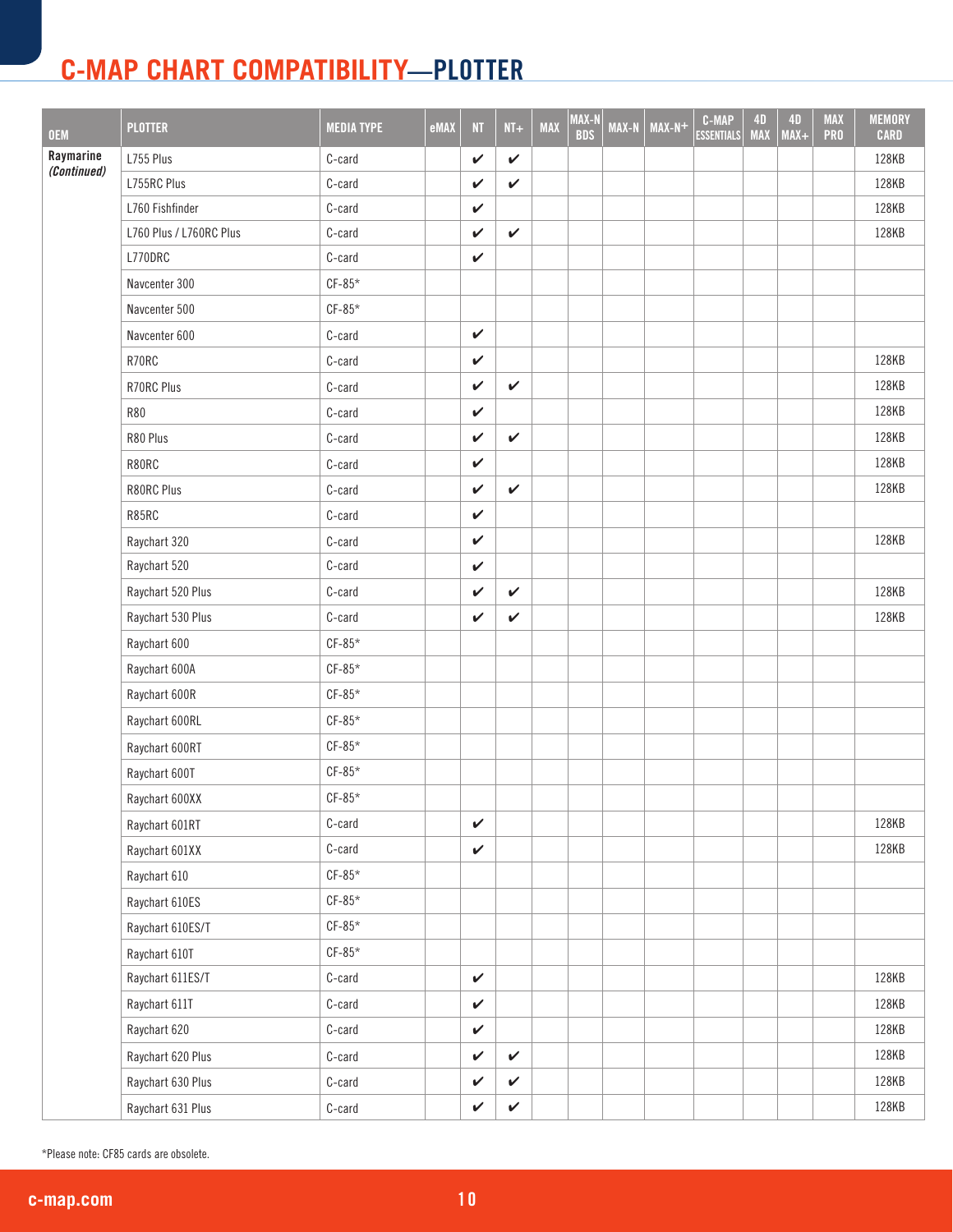# C-MAP CHART COMPATIBILITY—PLOTTER

| OEM | PLOTTER | MEDIA TYPE | eMAX | NT | NT+ | MAX | MAX-N BDS | MAX-N | MAX-N+ | C-MAP ESSENTIALS | 4D MAX | 4D MAX+ | MAX PRO | MEMORY CARD |
|---|---|---|---|---|---|---|---|---|---|---|---|---|---|---|
| Raymarine *(Continued)* | L755 Plus | C-card | | ✔ | ✔ | | | | | | | | | 128KB |
| | L755RC Plus | C-card | | ✔ | ✔ | | | | | | | | | 128KB |
| | L760 Fishfinder | C-card | | ✔ | | | | | | | | | | 128KB |
| | L760 Plus / L760RC Plus | C-card | | ✔ | ✔ | | | | | | | | | 128KB |
| | L770DRC | C-card | | ✔ | | | | | | | | | | |
| | Navcenter 300 | CF-85* | | | | | | | | | | | | |
| | Navcenter 500 | CF-85* | | | | | | | | | | | | |
| | Navcenter 600 | C-card | | ✔ | | | | | | | | | | |
| | R70RC | C-card | | ✔ | | | | | | | | | | 128KB |
| | R70RC Plus | C-card | | ✔ | ✔ | | | | | | | | | 128KB |
| | R80 | C-card | | ✔ | | | | | | | | | | 128KB |
| | R80 Plus | C-card | | ✔ | ✔ | | | | | | | | | 128KB |
| | R80RC | C-card | | ✔ | | | | | | | | | | 128KB |
| | R80RC Plus | C-card | | ✔ | ✔ | | | | | | | | | 128KB |
| | R85RC | C-card | | ✔ | | | | | | | | | | |
| | Raychart 320 | C-card | | ✔ | | | | | | | | | | 128KB |
| | Raychart 520 | C-card | | ✔ | | | | | | | | | | |
| | Raychart 520 Plus | C-card | | ✔ | ✔ | | | | | | | | | 128KB |
| | Raychart 530 Plus | C-card | | ✔ | ✔ | | | | | | | | | 128KB |
| | Raychart 600 | CF-85* | | | | | | | | | | | | |
| | Raychart 600A | CF-85* | | | | | | | | | | | | |
| | Raychart 600R | CF-85* | | | | | | | | | | | | |
| | Raychart 600RL | CF-85* | | | | | | | | | | | | |
| | Raychart 600RT | CF-85* | | | | | | | | | | | | |
| | Raychart 600T | CF-85* | | | | | | | | | | | | |
| | Raychart 600XX | CF-85* | | | | | | | | | | | | |
| | Raychart 601RT | C-card | | ✔ | | | | | | | | | | 128KB |
| | Raychart 601XX | C-card | | ✔ | | | | | | | | | | 128KB |
| | Raychart 610 | CF-85* | | | | | | | | | | | | |
| | Raychart 610ES | CF-85* | | | | | | | | | | | | |
| | Raychart 610ES/T | CF-85* | | | | | | | | | | | | |
| | Raychart 610T | CF-85* | | | | | | | | | | | | |
| | Raychart 611ES/T | C-card | | ✔ | | | | | | | | | | 128KB |
| | Raychart 611T | C-card | | ✔ | | | | | | | | | | 128KB |
| | Raychart 620 | C-card | | ✔ | | | | | | | | | | 128KB |
| | Raychart 620 Plus | C-card | | ✔ | ✔ | | | | | | | | | 128KB |
| | Raychart 630 Plus | C-card | | ✔ | ✔ | | | | | | | | | 128KB |
| | Raychart 631 Plus | C-card | | ✔ | ✔ | | | | | | | | | 128KB |

*Please note: CF85 cards are obsolete.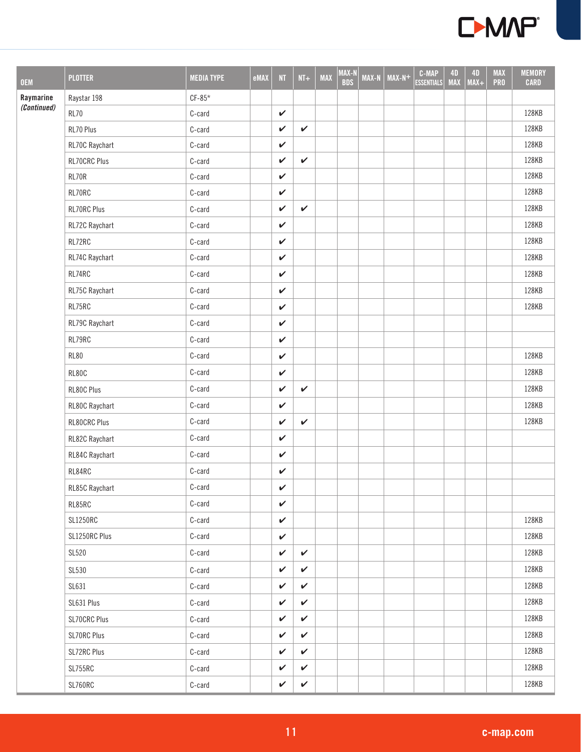| OEM | PLOTTER | MEDIA TYPE | eMAX | NT | NT+ | MAX | MAX-N BDS | MAX-N | MAX-N+ | C-MAP ESSENTIALS | 4D MAX | 4D MAX+ | MAX PRO | MEMORY CARD |
|---|---|---|---|---|---|---|---|---|---|---|---|---|---|---|
| **Raymarine** *(Continued)* | Raystar 198 | CF-85* | | | | | | | | | | | | |
| | RL70 | C-card | | ✔ | | | | | | | | | | 128KB |
| | RL70 Plus | C-card | | ✔ | ✔ | | | | | | | | | 128KB |
| | RL70C Raychart | C-card | | ✔ | | | | | | | | | | 128KB |
| | RL70CRC Plus | C-card | | ✔ | ✔ | | | | | | | | | 128KB |
| | RL70R | C-card | | ✔ | | | | | | | | | | 128KB |
| | RL70RC | C-card | | ✔ | | | | | | | | | | 128KB |
| | RL70RC Plus | C-card | | ✔ | ✔ | | | | | | | | | 128KB |
| | RL72C Raychart | C-card | | ✔ | | | | | | | | | | 128KB |
| | RL72RC | C-card | | ✔ | | | | | | | | | | 128KB |
| | RL74C Raychart | C-card | | ✔ | | | | | | | | | | 128KB |
| | RL74RC | C-card | | ✔ | | | | | | | | | | 128KB |
| | RL75C Raychart | C-card | | ✔ | | | | | | | | | | 128KB |
| | RL75RC | C-card | | ✔ | | | | | | | | | | 128KB |
| | RL79C Raychart | C-card | | ✔ | | | | | | | | | | |
| | RL79RC | C-card | | ✔ | | | | | | | | | | |
| | RL80 | C-card | | ✔ | | | | | | | | | | 128KB |
| | RL80C | C-card | | ✔ | | | | | | | | | | 128KB |
| | RL80C Plus | C-card | | ✔ | ✔ | | | | | | | | | 128KB |
| | RL80C Raychart | C-card | | ✔ | | | | | | | | | | 128KB |
| | RL80CRC Plus | C-card | | ✔ | ✔ | | | | | | | | | 128KB |
| | RL82C Raychart | C-card | | ✔ | | | | | | | | | | |
| | RL84C Raychart | C-card | | ✔ | | | | | | | | | | |
| | RL84RC | C-card | | ✔ | | | | | | | | | | |
| | RL85C Raychart | C-card | | ✔ | | | | | | | | | | |
| | RL85RC | C-card | | ✔ | | | | | | | | | | |
| | SL1250RC | C-card | | ✔ | | | | | | | | | | 128KB |
| | SL1250RC Plus | C-card | | ✔ | | | | | | | | | | 128KB |
| | SL520 | C-card | | ✔ | ✔ | | | | | | | | | 128KB |
| | SL530 | C-card | | ✔ | ✔ | | | | | | | | | 128KB |
| | SL631 | C-card | | ✔ | ✔ | | | | | | | | | 128KB |
| | SL631 Plus | C-card | | ✔ | ✔ | | | | | | | | | 128KB |
| | SL70CRC Plus | C-card | | ✔ | ✔ | | | | | | | | | 128KB |
| | SL70RC Plus | C-card | | ✔ | ✔ | | | | | | | | | 128KB |
| | SL72RC Plus | C-card | | ✔ | ✔ | | | | | | | | | 128KB |
| | SL755RC | C-card | | ✔ | ✔ | | | | | | | | | 128KB |
| | SL760RC | C-card | | ✔ | ✔ | | | | | | | | | 128KB |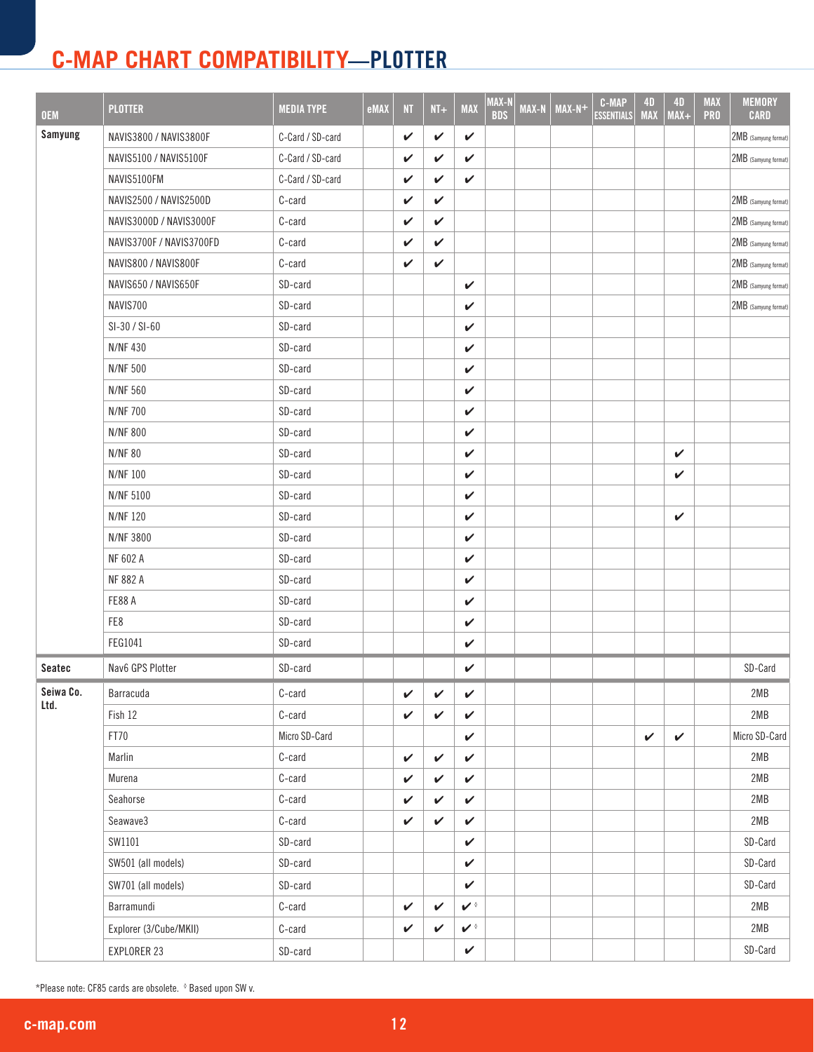# C-MAP CHART COMPATIBILITY—PLOTTER

| OEM | PLOTTER | MEDIA TYPE | eMAX | NT | NT+ | MAX | MAX-N BDS | MAX-N | MAX-N+ | C-MAP ESSENTIALS | 4D MAX | 4D MAX+ | MAX PRO | MEMORY CARD |
|---|---|---|---|---|---|---|---|---|---|---|---|---|---|---|
| Samyung | NAVIS3800 / NAVIS3800F | C-Card / SD-card | | ✔ | ✔ | ✔ | | | | | | | | 2MB (Samyung format) |
| | NAVIS5100 / NAVIS5100F | C-Card / SD-card | | ✔ | ✔ | ✔ | | | | | | | | 2MB (Samyung format) |
| | NAVIS5100FM | C-Card / SD-card | | ✔ | ✔ | ✔ | | | | | | | | |
| | NAVIS2500 / NAVIS2500D | C-card | | ✔ | ✔ | | | | | | | | | 2MB (Samyung format) |
| | NAVIS3000D / NAVIS3000F | C-card | | ✔ | ✔ | | | | | | | | | 2MB (Samyung format) |
| | NAVIS3700F / NAVIS3700FD | C-card | | ✔ | ✔ | | | | | | | | | 2MB (Samyung format) |
| | NAVIS800 / NAVIS800F | C-card | | ✔ | ✔ | | | | | | | | | 2MB (Samyung format) |
| | NAVIS650 / NAVIS650F | SD-card | | | | ✔ | | | | | | | | 2MB (Samyung format) |
| | NAVIS700 | SD-card | | | | ✔ | | | | | | | | 2MB (Samyung format) |
| | SI-30 / SI-60 | SD-card | | | | ✔ | | | | | | | | |
| | N/NF 430 | SD-card | | | | ✔ | | | | | | | | |
| | N/NF 500 | SD-card | | | | ✔ | | | | | | | | |
| | N/NF 560 | SD-card | | | | ✔ | | | | | | | | |
| | N/NF 700 | SD-card | | | | ✔ | | | | | | | | |
| | N/NF 800 | SD-card | | | | ✔ | | | | | | | | |
| | N/NF 80 | SD-card | | | | ✔ | | | | | | ✔ | | |
| | N/NF 100 | SD-card | | | | ✔ | | | | | | ✔ | | |
| | N/NF 5100 | SD-card | | | | ✔ | | | | | | | | |
| | N/NF 120 | SD-card | | | | ✔ | | | | | | ✔ | | |
| | N/NF 3800 | SD-card | | | | ✔ | | | | | | | | |
| | NF 602 A | SD-card | | | | ✔ | | | | | | | | |
| | NF 882 A | SD-card | | | | ✔ | | | | | | | | |
| | FE88 A | SD-card | | | | ✔ | | | | | | | | |
| | FE8 | SD-card | | | | ✔ | | | | | | | | |
| | FEG1041 | SD-card | | | | ✔ | | | | | | | | |
| Seatec | Nav6 GPS Plotter | SD-card | | | | ✔ | | | | | | | | SD-Card |
| Seiwa Co. Ltd. | Barracuda | C-card | | ✔ | ✔ | ✔ | | | | | | | | 2MB |
| | Fish 12 | C-card | | ✔ | ✔ | ✔ | | | | | | | | 2MB |
| | FT70 | Micro SD-Card | | | | ✔ | | | | | ✔ | ✔ | | Micro SD-Card |
| | Marlin | C-card | | ✔ | ✔ | ✔ | | | | | | | | 2MB |
| | Murena | C-card | | ✔ | ✔ | ✔ | | | | | | | | 2MB |
| | Seahorse | C-card | | ✔ | ✔ | ✔ | | | | | | | | 2MB |
| | Seawave3 | C-card | | ✔ | ✔ | ✔ | | | | | | | | 2MB |
| | SW1101 | SD-card | | | | ✔ | | | | | | | | SD-Card |
| | SW501 (all models) | SD-card | | | | ✔ | | | | | | | | SD-Card |
| | SW701 (all models) | SD-card | | | | ✔ | | | | | | | | SD-Card |
| | Barramundi | C-card | | ✔ | ✔ | ✔ ◊ | | | | | | | | 2MB |
| | Explorer (3/Cube/MKII) | C-card | | ✔ | ✔ | ✔ ◊ | | | | | | | | 2MB |
| | EXPLORER 23 | SD-card | | | | ✔ | | | | | | | | SD-Card |

*Please note: CF85 cards are obsolete. ◊ Based upon SW v.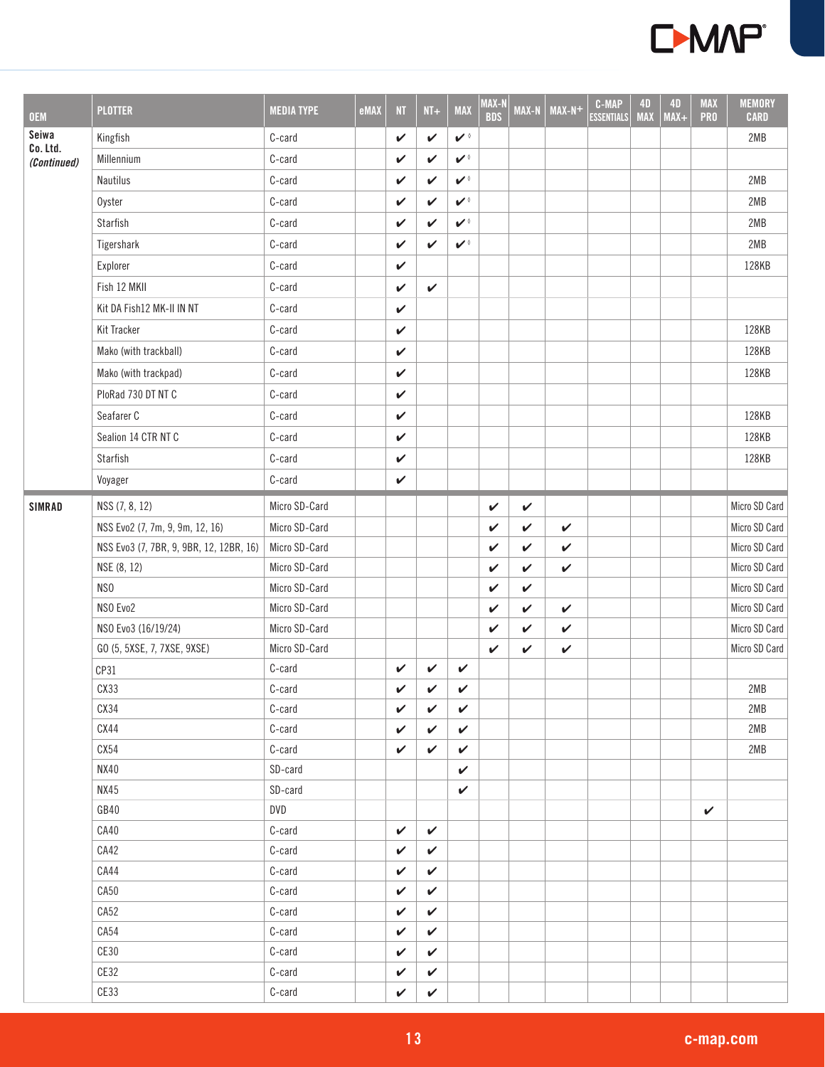| OEM | PLOTTER | MEDIA TYPE | eMAX | NT | NT+ | MAX | MAX-N BDS | MAX-N | MAX-N+ | C-MAP ESSENTIALS | 4D MAX | 4D MAX+ | MAX PRO | MEMORY CARD |
|---|---|---|---|---|---|---|---|---|---|---|---|---|---|---|
| Seiwa Co. Ltd. *(Continued)* | Kingfish | C-card | | ✔ | ✔ | ✔◊ | | | | | | | | 2MB |
| | Millennium | C-card | | ✔ | ✔ | ✔◊ | | | | | | | | |
| | Nautilus | C-card | | ✔ | ✔ | ✔◊ | | | | | | | | 2MB |
| | Oyster | C-card | | ✔ | ✔ | ✔◊ | | | | | | | | 2MB |
| | Starfish | C-card | | ✔ | ✔ | ✔◊ | | | | | | | | 2MB |
| | Tigershark | C-card | | ✔ | ✔ | ✔◊ | | | | | | | | 2MB |
| | Explorer | C-card | | ✔ | | | | | | | | | | 128KB |
| | Fish 12 MKII | C-card | | ✔ | ✔ | | | | | | | | | |
| | Kit DA Fish12 MK-II IN NT | C-card | | ✔ | | | | | | | | | | |
| | Kit Tracker | C-card | | ✔ | | | | | | | | | | 128KB |
| | Mako (with trackball) | C-card | | ✔ | | | | | | | | | | 128KB |
| | Mako (with trackpad) | C-card | | ✔ | | | | | | | | | | 128KB |
| | PloRad 730 DT NT C | C-card | | ✔ | | | | | | | | | | |
| | Seafarer C | C-card | | ✔ | | | | | | | | | | 128KB |
| | Sealion 14 CTR NT C | C-card | | ✔ | | | | | | | | | | 128KB |
| | Starfish | C-card | | ✔ | | | | | | | | | | 128KB |
| | Voyager | C-card | | ✔ | | | | | | | | | | |
| SIMRAD | NSS (7, 8, 12) | Micro SD-Card | | | | | ✔ | ✔ | | | | | | Micro SD Card |
| | NSS Evo2 (7, 7m, 9, 9m, 12, 16) | Micro SD-Card | | | | | ✔ | ✔ | ✔ | | | | | Micro SD Card |
| | NSS Evo3 (7, 7BR, 9, 9BR, 12, 12BR, 16) | Micro SD-Card | | | | | ✔ | ✔ | ✔ | | | | | Micro SD Card |
| | NSE (8, 12) | Micro SD-Card | | | | | ✔ | ✔ | ✔ | | | | | Micro SD Card |
| | NSO | Micro SD-Card | | | | | ✔ | ✔ | | | | | | Micro SD Card |
| | NSO Evo2 | Micro SD-Card | | | | | ✔ | ✔ | ✔ | | | | | Micro SD Card |
| | NSO Evo3 (16/19/24) | Micro SD-Card | | | | | ✔ | ✔ | ✔ | | | | | Micro SD Card |
| | GO (5, 5XSE, 7, 7XSE, 9XSE) | Micro SD-Card | | | | | ✔ | ✔ | ✔ | | | | | Micro SD Card |
| | CP31 | C-card | | ✔ | ✔ | ✔ | | | | | | | | |
| | CX33 | C-card | | ✔ | ✔ | ✔ | | | | | | | | 2MB |
| | CX34 | C-card | | ✔ | ✔ | ✔ | | | | | | | | 2MB |
| | CX44 | C-card | | ✔ | ✔ | ✔ | | | | | | | | 2MB |
| | CX54 | C-card | | ✔ | ✔ | ✔ | | | | | | | | 2MB |
| | NX40 | SD-card | | | | ✔ | | | | | | | | |
| | NX45 | SD-card | | | | ✔ | | | | | | | | |
| | GB40 | DVD | | | | | | | | | | | ✔ | |
| | CA40 | C-card | | ✔ | ✔ | | | | | | | | | |
| | CA42 | C-card | | ✔ | ✔ | | | | | | | | | |
| | CA44 | C-card | | ✔ | ✔ | | | | | | | | | |
| | CA50 | C-card | | ✔ | ✔ | | | | | | | | | |
| | CA52 | C-card | | ✔ | ✔ | | | | | | | | | |
| | CA54 | C-card | | ✔ | ✔ | | | | | | | | | |
| | CE30 | C-card | | ✔ | ✔ | | | | | | | | | |
| | CE32 | C-card | | ✔ | ✔ | | | | | | | | | |
| | CE33 | C-card | | ✔ | ✔ | | | | | | | | | |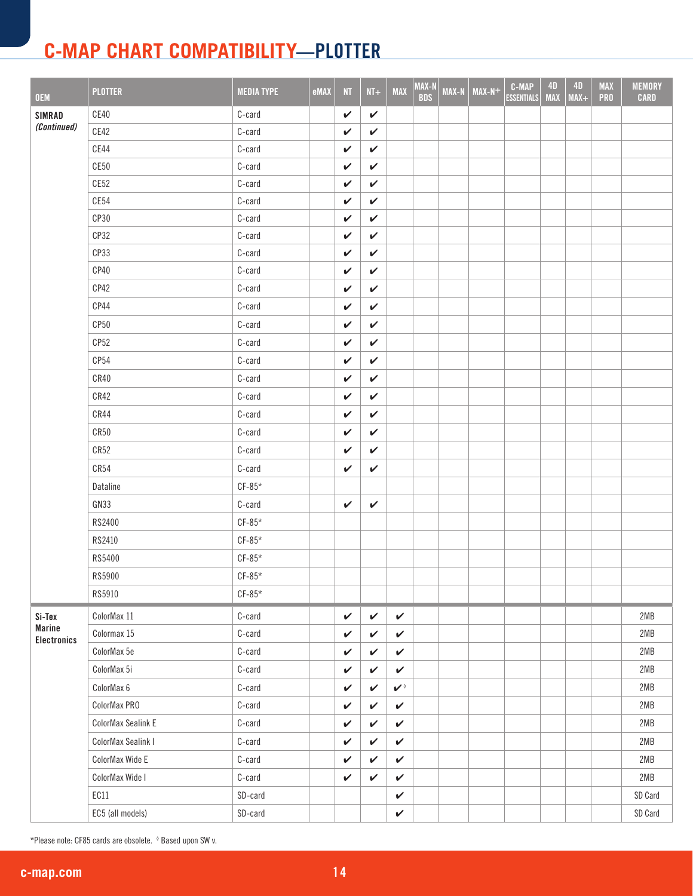# C-MAP CHART COMPATIBILITY—PLOTTER

| OEM | PLOTTER | MEDIA TYPE | eMAX | NT | NT+ | MAX | MAX-N BDS | MAX-N | MAX-N+ | C-MAP ESSENTIALS | 4D MAX | 4D MAX+ | MAX PRO | MEMORY CARD |
|---|---|---|---|---|---|---|---|---|---|---|---|---|---|---|
| **SIMRAD** *(Continued)* | CE40 | C-card | | ✔ | ✔ | | | | | | | | | |
| | CE42 | C-card | | ✔ | ✔ | | | | | | | | | |
| | CE44 | C-card | | ✔ | ✔ | | | | | | | | | |
| | CE50 | C-card | | ✔ | ✔ | | | | | | | | | |
| | CE52 | C-card | | ✔ | ✔ | | | | | | | | | |
| | CE54 | C-card | | ✔ | ✔ | | | | | | | | | |
| | CP30 | C-card | | ✔ | ✔ | | | | | | | | | |
| | CP32 | C-card | | ✔ | ✔ | | | | | | | | | |
| | CP33 | C-card | | ✔ | ✔ | | | | | | | | | |
| | CP40 | C-card | | ✔ | ✔ | | | | | | | | | |
| | CP42 | C-card | | ✔ | ✔ | | | | | | | | | |
| | CP44 | C-card | | ✔ | ✔ | | | | | | | | | |
| | CP50 | C-card | | ✔ | ✔ | | | | | | | | | |
| | CP52 | C-card | | ✔ | ✔ | | | | | | | | | |
| | CP54 | C-card | | ✔ | ✔ | | | | | | | | | |
| | CR40 | C-card | | ✔ | ✔ | | | | | | | | | |
| | CR42 | C-card | | ✔ | ✔ | | | | | | | | | |
| | CR44 | C-card | | ✔ | ✔ | | | | | | | | | |
| | CR50 | C-card | | ✔ | ✔ | | | | | | | | | |
| | CR52 | C-card | | ✔ | ✔ | | | | | | | | | |
| | CR54 | C-card | | ✔ | ✔ | | | | | | | | | |
| | Dataline | CF-85* | | | | | | | | | | | | |
| | GN33 | C-card | | ✔ | ✔ | | | | | | | | | |
| | RS2400 | CF-85* | | | | | | | | | | | | |
| | RS2410 | CF-85* | | | | | | | | | | | | |
| | RS5400 | CF-85* | | | | | | | | | | | | |
| | RS5900 | CF-85* | | | | | | | | | | | | |
| | RS5910 | CF-85* | | | | | | | | | | | | |
| **Si-Tex Marine Electronics** | ColorMax 11 | C-card | | ✔ | ✔ | ✔ | | | | | | | | 2MB |
| | Colormax 15 | C-card | | ✔ | ✔ | ✔ | | | | | | | | 2MB |
| | ColorMax 5e | C-card | | ✔ | ✔ | ✔ | | | | | | | | 2MB |
| | ColorMax 5i | C-card | | ✔ | ✔ | ✔ | | | | | | | | 2MB |
| | ColorMax 6 | C-card | | ✔ | ✔ | ✔◊ | | | | | | | | 2MB |
| | ColorMax PRO | C-card | | ✔ | ✔ | ✔ | | | | | | | | 2MB |
| | ColorMax Sealink E | C-card | | ✔ | ✔ | ✔ | | | | | | | | 2MB |
| | ColorMax Sealink I | C-card | | ✔ | ✔ | ✔ | | | | | | | | 2MB |
| | ColorMax Wide E | C-card | | ✔ | ✔ | ✔ | | | | | | | | 2MB |
| | ColorMax Wide I | C-card | | ✔ | ✔ | ✔ | | | | | | | | 2MB |
| | EC11 | SD-card | | | | ✔ | | | | | | | | SD Card |
| | EC5 (all models) | SD-card | | | | ✔ | | | | | | | | SD Card |

*Please note: CF85 cards are obsolete. ◊ Based upon SW v.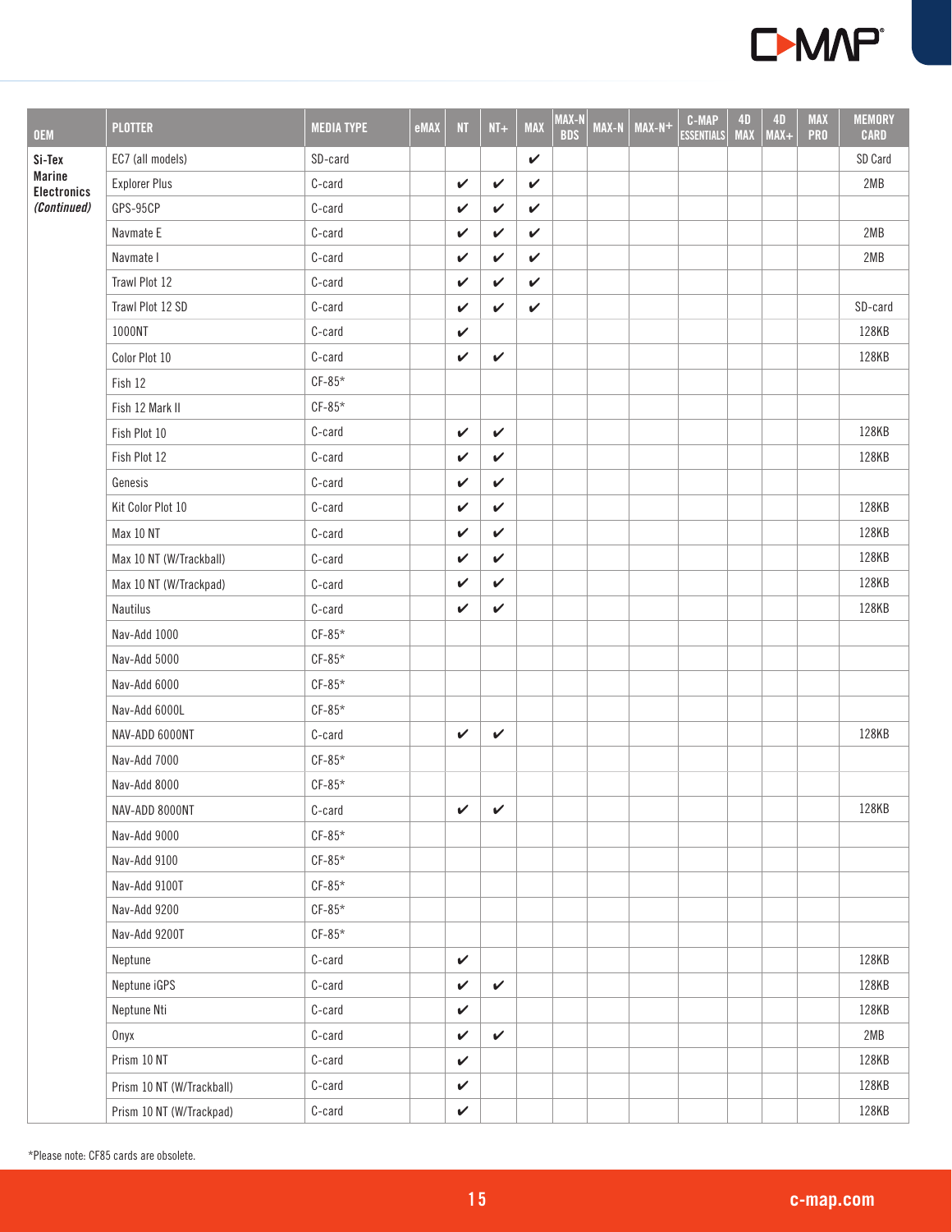| OEM | PLOTTER | MEDIA TYPE | eMAX | NT | NT+ | MAX | MAX-N BDS | MAX-N | MAX-N+ | C-MAP ESSENTIALS | 4D MAX | 4D MAX+ | MAX PRO | MEMORY CARD |
|---|---|---|---|---|---|---|---|---|---|---|---|---|---|---|
| **Si-Tex Marine Electronics *(Continued)*** | EC7 (all models) | SD-card | | | | ✔ | | | | | | | | SD Card |
| | Explorer Plus | C-card | | ✔ | ✔ | ✔ | | | | | | | | 2MB |
| | GPS-95CP | C-card | | ✔ | ✔ | ✔ | | | | | | | | |
| | Navmate E | C-card | | ✔ | ✔ | ✔ | | | | | | | | 2MB |
| | Navmate I | C-card | | ✔ | ✔ | ✔ | | | | | | | | 2MB |
| | Trawl Plot 12 | C-card | | ✔ | ✔ | ✔ | | | | | | | | |
| | Trawl Plot 12 SD | C-card | | ✔ | ✔ | ✔ | | | | | | | | SD-card |
| | 1000NT | C-card | | ✔ | | | | | | | | | | 128KB |
| | Color Plot 10 | C-card | | ✔ | ✔ | | | | | | | | | 128KB |
| | Fish 12 | CF-85* | | | | | | | | | | | | |
| | Fish 12 Mark II | CF-85* | | | | | | | | | | | | |
| | Fish Plot 10 | C-card | | ✔ | ✔ | | | | | | | | | 128KB |
| | Fish Plot 12 | C-card | | ✔ | ✔ | | | | | | | | | 128KB |
| | Genesis | C-card | | ✔ | ✔ | | | | | | | | | |
| | Kit Color Plot 10 | C-card | | ✔ | ✔ | | | | | | | | | 128KB |
| | Max 10 NT | C-card | | ✔ | ✔ | | | | | | | | | 128KB |
| | Max 10 NT (W/Trackball) | C-card | | ✔ | ✔ | | | | | | | | | 128KB |
| | Max 10 NT (W/Trackpad) | C-card | | ✔ | ✔ | | | | | | | | | 128KB |
| | Nautilus | C-card | | ✔ | ✔ | | | | | | | | | 128KB |
| | Nav-Add 1000 | CF-85* | | | | | | | | | | | | |
| | Nav-Add 5000 | CF-85* | | | | | | | | | | | | |
| | Nav-Add 6000 | CF-85* | | | | | | | | | | | | |
| | Nav-Add 6000L | CF-85* | | | | | | | | | | | | |
| | NAV-ADD 6000NT | C-card | | ✔ | ✔ | | | | | | | | | 128KB |
| | Nav-Add 7000 | CF-85* | | | | | | | | | | | | |
| | Nav-Add 8000 | CF-85* | | | | | | | | | | | | |
| | NAV-ADD 8000NT | C-card | | ✔ | ✔ | | | | | | | | | 128KB |
| | Nav-Add 9000 | CF-85* | | | | | | | | | | | | |
| | Nav-Add 9100 | CF-85* | | | | | | | | | | | | |
| | Nav-Add 9100T | CF-85* | | | | | | | | | | | | |
| | Nav-Add 9200 | CF-85* | | | | | | | | | | | | |
| | Nav-Add 9200T | CF-85* | | | | | | | | | | | | |
| | Neptune | C-card | | ✔ | | | | | | | | | | 128KB |
| | Neptune iGPS | C-card | | ✔ | ✔ | | | | | | | | | 128KB |
| | Neptune Nti | C-card | | ✔ | | | | | | | | | | 128KB |
| | Onyx | C-card | | ✔ | ✔ | | | | | | | | | 2MB |
| | Prism 10 NT | C-card | | ✔ | | | | | | | | | | 128KB |
| | Prism 10 NT (W/Trackball) | C-card | | ✔ | | | | | | | | | | 128KB |
| | Prism 10 NT (W/Trackpad) | C-card | | ✔ | | | | | | | | | | 128KB |

*Please note: CF85 cards are obsolete.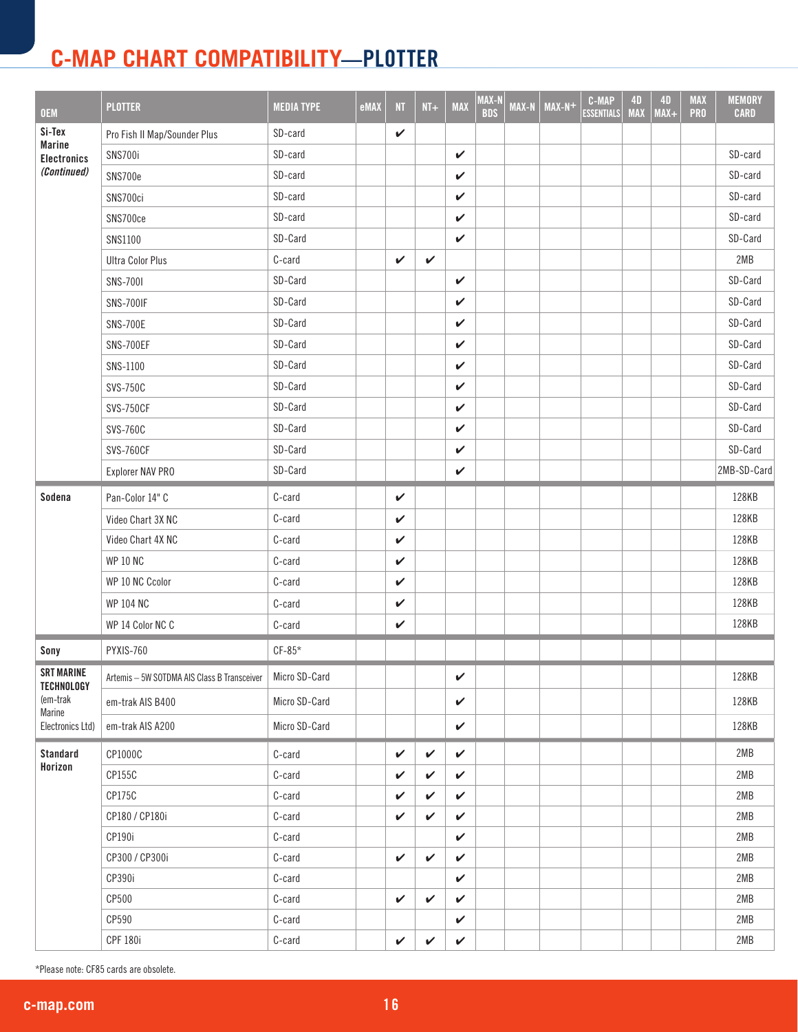# C-MAP CHART COMPATIBILITY—PLOTTER

| OEM | PLOTTER | MEDIA TYPE | eMAX | NT | NT+ | MAX | MAX-N BDS | MAX-N | MAX-N+ | C-MAP ESSENTIALS | 4D MAX | 4D MAX+ | MAX PRO | MEMORY CARD |
|---|---|---|---|---|---|---|---|---|---|---|---|---|---|---|
| **Si-Tex Marine Electronics** ***(Continued)*** | Pro Fish II Map/Sounder Plus | SD-card | | ✔ | | | | | | | | | | |
| | SNS700i | SD-card | | | | ✔ | | | | | | | | SD-card |
| | SNS700e | SD-card | | | | ✔ | | | | | | | | SD-card |
| | SNS700ci | SD-card | | | | ✔ | | | | | | | | SD-card |
| | SNS700ce | SD-card | | | | ✔ | | | | | | | | SD-card |
| | SNS1100 | SD-Card | | | | ✔ | | | | | | | | SD-Card |
| | Ultra Color Plus | C-card | | ✔ | ✔ | | | | | | | | | 2MB |
| | SNS-700I | SD-Card | | | | ✔ | | | | | | | | SD-Card |
| | SNS-700IF | SD-Card | | | | ✔ | | | | | | | | SD-Card |
| | SNS-700E | SD-Card | | | | ✔ | | | | | | | | SD-Card |
| | SNS-700EF | SD-Card | | | | ✔ | | | | | | | | SD-Card |
| | SNS-1100 | SD-Card | | | | ✔ | | | | | | | | SD-Card |
| | SVS-750C | SD-Card | | | | ✔ | | | | | | | | SD-Card |
| | SVS-750CF | SD-Card | | | | ✔ | | | | | | | | SD-Card |
| | SVS-760C | SD-Card | | | | ✔ | | | | | | | | SD-Card |
| | SVS-760CF | SD-Card | | | | ✔ | | | | | | | | SD-Card |
| | Explorer NAV PRO | SD-Card | | | | ✔ | | | | | | | | 2MB-SD-Card |
| **Sodena** | Pan-Color 14" C | C-card | | ✔ | | | | | | | | | | 128KB |
| | Video Chart 3X NC | C-card | | ✔ | | | | | | | | | | 128KB |
| | Video Chart 4X NC | C-card | | ✔ | | | | | | | | | | 128KB |
| | WP 10 NC | C-card | | ✔ | | | | | | | | | | 128KB |
| | WP 10 NC Ccolor | C-card | | ✔ | | | | | | | | | | 128KB |
| | WP 104 NC | C-card | | ✔ | | | | | | | | | | 128KB |
| | WP 14 Color NC C | C-card | | ✔ | | | | | | | | | | 128KB |
| **Sony** | PYXIS-760 | CF-85* | | | | | | | | | | | | |
| **SRT MARINE TECHNOLOGY** (em-trak Marine Electronics Ltd) | Artemis – 5W SOTDMA AIS Class B Transceiver | Micro SD-Card | | | | ✔ | | | | | | | | 128KB |
| | em-trak AIS B400 | Micro SD-Card | | | | ✔ | | | | | | | | 128KB |
| | em-trak AIS A200 | Micro SD-Card | | | | ✔ | | | | | | | | 128KB |
| **Standard Horizon** | CP1000C | C-card | | ✔ | ✔ | ✔ | | | | | | | | 2MB |
| | CP155C | C-card | | ✔ | ✔ | ✔ | | | | | | | | 2MB |
| | CP175C | C-card | | ✔ | ✔ | ✔ | | | | | | | | 2MB |
| | CP180 / CP180i | C-card | | ✔ | ✔ | ✔ | | | | | | | | 2MB |
| | CP190i | C-card | | | | ✔ | | | | | | | | 2MB |
| | CP300 / CP300i | C-card | | ✔ | ✔ | ✔ | | | | | | | | 2MB |
| | CP390i | C-card | | | | ✔ | | | | | | | | 2MB |
| | CP500 | C-card | | ✔ | ✔ | ✔ | | | | | | | | 2MB |
| | CP590 | C-card | | | | ✔ | | | | | | | | 2MB |
| | CPF 180i | C-card | | ✔ | ✔ | ✔ | | | | | | | | 2MB |

*Please note: CF85 cards are obsolete.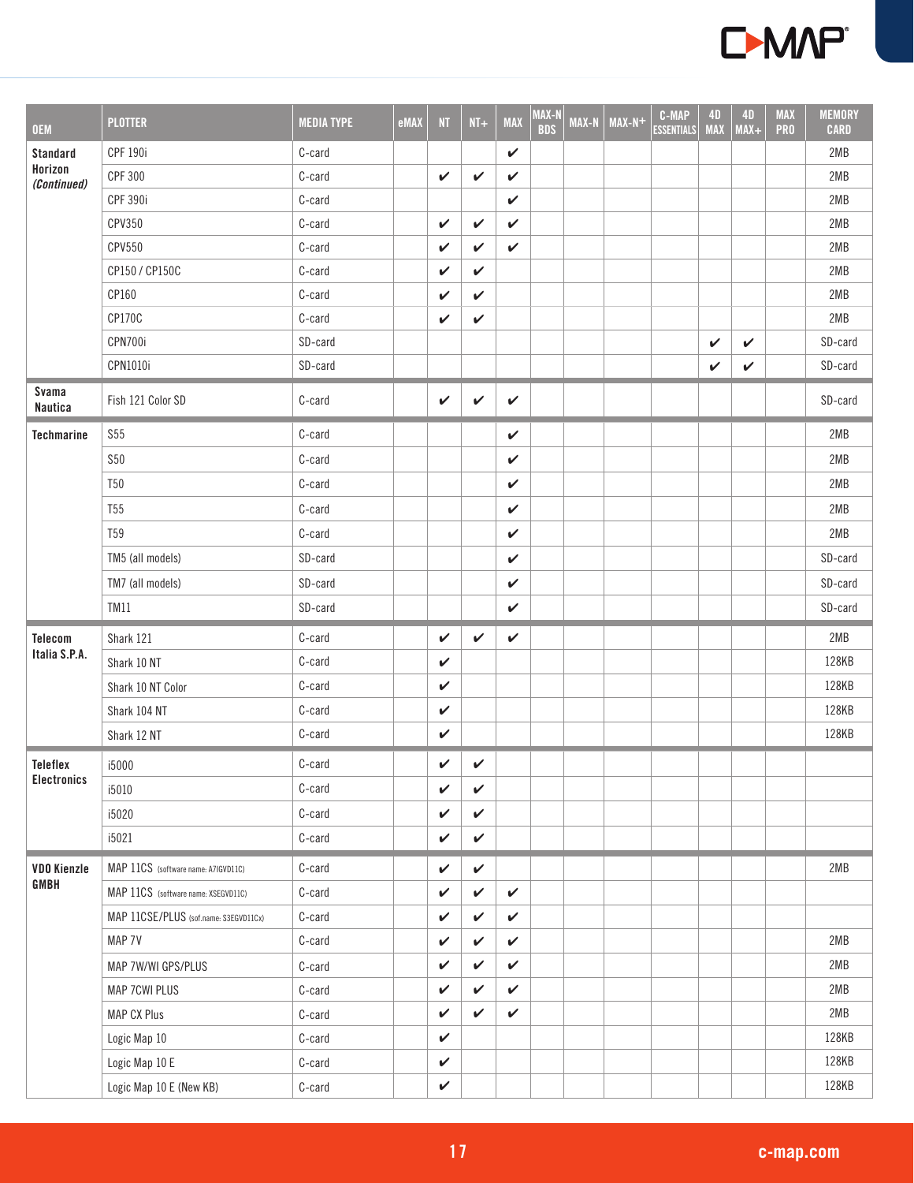| OEM | PLOTTER | MEDIA TYPE | eMAX | NT | NT+ | MAX | MAX-N BDS | MAX-N | MAX-N+ | C-MAP ESSENTIALS | 4D MAX | 4D MAX+ | MAX PRO | MEMORY CARD |
|---|---|---|---|---|---|---|---|---|---|---|---|---|---|---|
| **Standard Horizon *(Continued)*** | CPF 190i | C-card | | | | ✔ | | | | | | | | 2MB |
| | CPF 300 | C-card | | ✔ | ✔ | ✔ | | | | | | | | 2MB |
| | CPF 390i | C-card | | | | ✔ | | | | | | | | 2MB |
| | CPV350 | C-card | | ✔ | ✔ | ✔ | | | | | | | | 2MB |
| | CPV550 | C-card | | ✔ | ✔ | ✔ | | | | | | | | 2MB |
| | CP150 / CP150C | C-card | | ✔ | ✔ | | | | | | | | | 2MB |
| | CP160 | C-card | | ✔ | ✔ | | | | | | | | | 2MB |
| | CP170C | C-card | | ✔ | ✔ | | | | | | | | | 2MB |
| | CPN700i | SD-card | | | | | | | | | ✔ | ✔ | | SD-card |
| | CPN1010i | SD-card | | | | | | | | | ✔ | ✔ | | SD-card |
| **Svama Nautica** | Fish 121 Color SD | C-card | | ✔ | ✔ | ✔ | | | | | | | | SD-card |
| **Techmarine** | S55 | C-card | | | | ✔ | | | | | | | | 2MB |
| | S50 | C-card | | | | ✔ | | | | | | | | 2MB |
| | T50 | C-card | | | | ✔ | | | | | | | | 2MB |
| | T55 | C-card | | | | ✔ | | | | | | | | 2MB |
| | T59 | C-card | | | | ✔ | | | | | | | | 2MB |
| | TM5 (all models) | SD-card | | | | ✔ | | | | | | | | SD-card |
| | TM7 (all models) | SD-card | | | | ✔ | | | | | | | | SD-card |
| | TM11 | SD-card | | | | ✔ | | | | | | | | SD-card |
| **Telecom Italia S.P.A.** | Shark 121 | C-card | | ✔ | ✔ | ✔ | | | | | | | | 2MB |
| | Shark 10 NT | C-card | | ✔ | | | | | | | | | | 128KB |
| | Shark 10 NT Color | C-card | | ✔ | | | | | | | | | | 128KB |
| | Shark 104 NT | C-card | | ✔ | | | | | | | | | | 128KB |
| | Shark 12 NT | C-card | | ✔ | | | | | | | | | | 128KB |
| **Teleflex Electronics** | i5000 | C-card | | ✔ | ✔ | | | | | | | | | |
| | i5010 | C-card | | ✔ | ✔ | | | | | | | | | |
| | i5020 | C-card | | ✔ | ✔ | | | | | | | | | |
| | i5021 | C-card | | ✔ | ✔ | | | | | | | | | |
| **VDO Kienzle GMBH** | MAP 11CS (software name: A7IGVD11C) | C-card | | ✔ | ✔ | | | | | | | | | 2MB |
| | MAP 11CS (software name: XSEGVD11C) | C-card | | ✔ | ✔ | ✔ | | | | | | | | |
| | MAP 11CSE/PLUS (sof.name: S3EGVD11Cx) | C-card | | ✔ | ✔ | ✔ | | | | | | | | |
| | MAP 7V | C-card | | ✔ | ✔ | ✔ | | | | | | | | 2MB |
| | MAP 7W/WI GPS/PLUS | C-card | | ✔ | ✔ | ✔ | | | | | | | | 2MB |
| | MAP 7CWI PLUS | C-card | | ✔ | ✔ | ✔ | | | | | | | | 2MB |
| | MAP CX Plus | C-card | | ✔ | ✔ | ✔ | | | | | | | | 2MB |
| | Logic Map 10 | C-card | | ✔ | | | | | | | | | | 128KB |
| | Logic Map 10 E | C-card | | ✔ | | | | | | | | | | 128KB |
| | Logic Map 10 E (New KB) | C-card | | ✔ | | | | | | | | | | 128KB |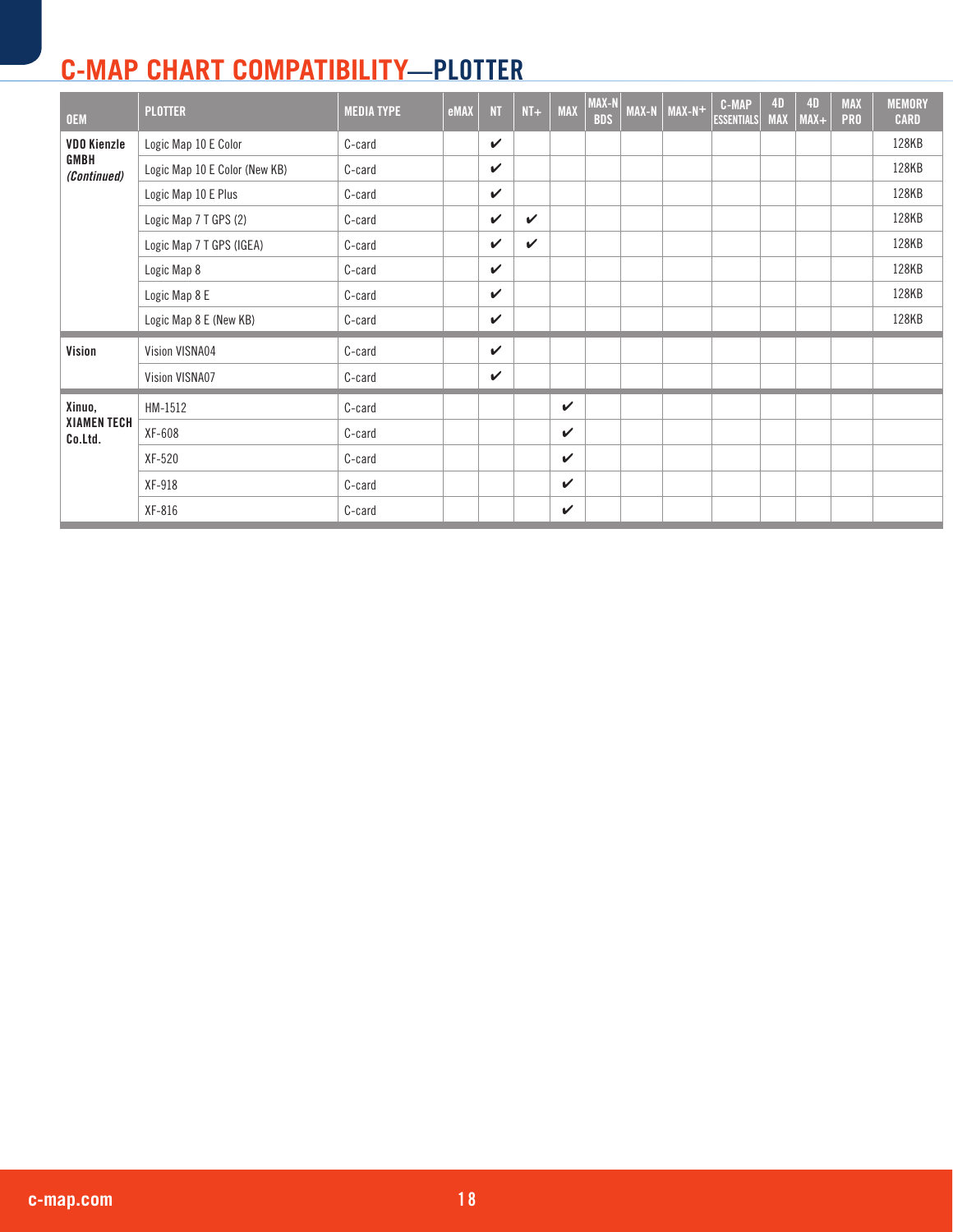# C-MAP CHART COMPATIBILITY—PLOTTER

| OEM | PLOTTER | MEDIA TYPE | eMAX | NT | NT+ | MAX | MAX-N BDS | MAX-N | MAX-N+ | C-MAP ESSENTIALS | 4D MAX | 4D MAX+ | MAX PRO | MEMORY CARD |
|---|---|---|---|---|---|---|---|---|---|---|---|---|---|---|
| **VDO Kienzle GMBH** ***(Continued)*** | Logic Map 10 E Color | C-card | | ✔ | | | | | | | | | | 128KB |
| | Logic Map 10 E Color (New KB) | C-card | | ✔ | | | | | | | | | | 128KB |
| | Logic Map 10 E Plus | C-card | | ✔ | | | | | | | | | | 128KB |
| | Logic Map 7 T GPS (2) | C-card | | ✔ | ✔ | | | | | | | | | 128KB |
| | Logic Map 7 T GPS (IGEA) | C-card | | ✔ | ✔ | | | | | | | | | 128KB |
| | Logic Map 8 | C-card | | ✔ | | | | | | | | | | 128KB |
| | Logic Map 8 E | C-card | | ✔ | | | | | | | | | | 128KB |
| | Logic Map 8 E (New KB) | C-card | | ✔ | | | | | | | | | | 128KB |
| **Vision** | Vision VISNA04 | C-card | | ✔ | | | | | | | | | | |
| | Vision VISNA07 | C-card | | ✔ | | | | | | | | | | |
| **Xinuo, XIAMEN TECH Co.Ltd.** | HM-1512 | C-card | | | | ✔ | | | | | | | | |
| | XF-608 | C-card | | | | ✔ | | | | | | | | |
| | XF-520 | C-card | | | | ✔ | | | | | | | | |
| | XF-918 | C-card | | | | ✔ | | | | | | | | |
| | XF-816 | C-card | | | | ✔ | | | | | | | | |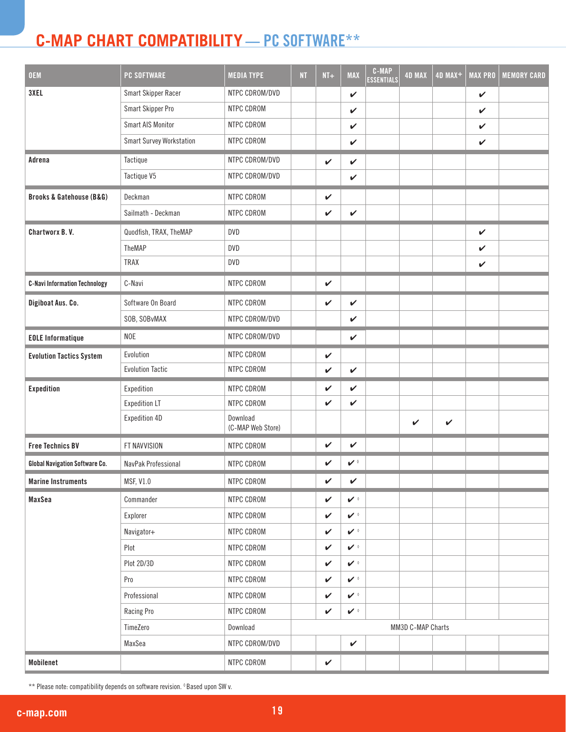# C-MAP CHART COMPATIBILITY — PC SOFTWARE**

| OEM | PC SOFTWARE | MEDIA TYPE | NT | NT+ | MAX | C-MAP ESSENTIALS | 4D MAX | 4D MAX+ | MAX PRO | MEMORY CARD |
|---|---|---|---|---|---|---|---|---|---|---|
| 3XEL | Smart Skipper Racer | NTPC CDROM/DVD | | | ✔ | | | | ✔ | |
| | Smart Skipper Pro | NTPC CDROM | | | ✔ | | | | ✔ | |
| | Smart AIS Monitor | NTPC CDROM | | | ✔ | | | | ✔ | |
| | Smart Survey Workstation | NTPC CDROM | | | ✔ | | | | ✔ | |
| Adrena | Tactique | NTPC CDROM/DVD | | ✔ | ✔ | | | | | |
| | Tactique V5 | NTPC CDROM/DVD | | | ✔ | | | | | |
| Brooks & Gatehouse (B&G) | Deckman | NTPC CDROM | | ✔ | | | | | | |
| | Sailmath - Deckman | NTPC CDROM | | ✔ | ✔ | | | | | |
| Chartworx B. V. | Quodfish, TRAX, TheMAP | DVD | | | | | | | ✔ | |
| | TheMAP | DVD | | | | | | | ✔ | |
| | TRAX | DVD | | | | | | | ✔ | |
| C-Navi Information Technology | C-Navi | NTPC CDROM | | ✔ | | | | | | |
| Digiboat Aus. Co. | Software On Board | NTPC CDROM | | ✔ | ✔ | | | | | |
| | SOB, SOBvMAX | NTPC CDROM/DVD | | | ✔ | | | | | |
| EOLE Informatique | NOE | NTPC CDROM/DVD | | | ✔ | | | | | |
| Evolution Tactics System | Evolution | NTPC CDROM | | ✔ | | | | | | |
| | Evolution Tactic | NTPC CDROM | | ✔ | ✔ | | | | | |
| Expedition | Expedition | NTPC CDROM | | ✔ | ✔ | | | | | |
| | Expedition LT | NTPC CDROM | | ✔ | ✔ | | | | | |
| | Expedition 4D | Download (C-MAP Web Store) | | | | | ✔ | ✔ | | |
| Free Technics BV | FT NAVVISION | NTPC CDROM | | ✔ | ✔ | | | | | |
| Global Navigation Software Co. | NavPak Professional | NTPC CDROM | | ✔ | ✔ ◊ | | | | | |
| Marine Instruments | MSF, V1.0 | NTPC CDROM | | ✔ | ✔ | | | | | |
| MaxSea | Commander | NTPC CDROM | | ✔ | ✔ ◊ | | | | | |
| | Explorer | NTPC CDROM | | ✔ | ✔ ◊ | | | | | |
| | Navigator+ | NTPC CDROM | | ✔ | ✔ ◊ | | | | | |
| | Plot | NTPC CDROM | | ✔ | ✔ ◊ | | | | | |
| | Plot 2D/3D | NTPC CDROM | | ✔ | ✔ ◊ | | | | | |
| | Pro | NTPC CDROM | | ✔ | ✔ ◊ | | | | | |
| | Professional | NTPC CDROM | | ✔ | ✔ ◊ | | | | | |
| | Racing Pro | NTPC CDROM | | ✔ | ✔ ◊ | | | | | |
| | TimeZero | Download | MM3D C-MAP Charts | | | | | | | |
| | MaxSea | NTPC CDROM/DVD | | | ✔ | | | | | |
| Mobilenet | | NTPC CDROM | | ✔ | | | | | | |

** Please note: compatibility depends on software revision. ◊ Based upon SW v.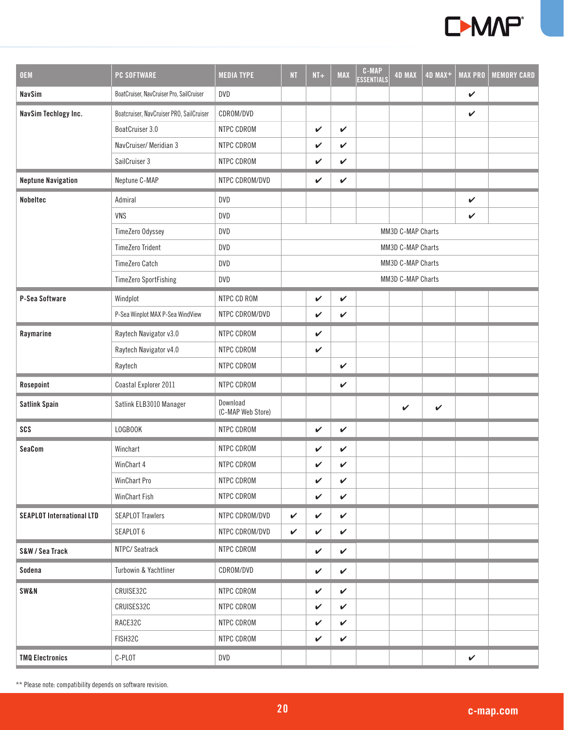| OEM | PC SOFTWARE | MEDIA TYPE | NT | NT+ | MAX | C-MAP ESSENTIALS | 4D MAX | 4D MAX+ | MAX PRO | MEMORY CARD |
|---|---|---|---|---|---|---|---|---|---|---|
| **NavSim** | BoatCruiser, NavCruiser Pro, SailCruiser | DVD | | | | | | | ✔ | |
| **NavSim Techlogy Inc.** | Boatcruiser, NavCruiser PRO, SailCruiser | CDROM/DVD | | | | | | | ✔ | |
| | BoatCruiser 3.0 | NTPC CDROM | | ✔ | ✔ | | | | | |
| | NavCruiser/ Meridian 3 | NTPC CDROM | | ✔ | ✔ | | | | | |
| | SailCruiser 3 | NTPC CDROM | | ✔ | ✔ | | | | | |
| **Neptune Navigation** | Neptune C-MAP | NTPC CDROM/DVD | | ✔ | ✔ | | | | | |
| **Nobeltec** | Admiral | DVD | | | | | | | ✔ | |
| | VNS | DVD | | | | | | | ✔ | |
| | TimeZero Odyssey | DVD | MM3D C-MAP Charts | | | | | | | |
| | TimeZero Trident | DVD | MM3D C-MAP Charts | | | | | | | |
| | TimeZero Catch | DVD | MM3D C-MAP Charts | | | | | | | |
| | TimeZero SportFishing | DVD | MM3D C-MAP Charts | | | | | | | |
| **P-Sea Software** | Windplot | NTPC CD ROM | | ✔ | ✔ | | | | | |
| | P-Sea Winplot MAX P-Sea WindView | NTPC CDROM/DVD | | ✔ | ✔ | | | | | |
| **Raymarine** | Raytech Navigator v3.0 | NTPC CDROM | | ✔ | | | | | | |
| | Raytech Navigator v4.0 | NTPC CDROM | | ✔ | | | | | | |
| | Raytech | NTPC CDROM | | | ✔ | | | | | |
| **Rosepoint** | Coastal Explorer 2011 | NTPC CDROM | | | ✔ | | | | | |
| **Satlink Spain** | Satlink ELB3010 Manager | Download (C-MAP Web Store) | | | | | ✔ | ✔ | | |
| **SCS** | LOGBOOK | NTPC CDROM | | ✔ | ✔ | | | | | |
| **SeaCom** | Winchart | NTPC CDROM | | ✔ | ✔ | | | | | |
| | WinChart 4 | NTPC CDROM | | ✔ | ✔ | | | | | |
| | WinChart Pro | NTPC CDROM | | ✔ | ✔ | | | | | |
| | WinChart Fish | NTPC CDROM | | ✔ | ✔ | | | | | |
| **SEAPLOT International LTD** | SEAPLOT Trawlers | NTPC CDROM/DVD | ✔ | ✔ | ✔ | | | | | |
| | SEAPLOT 6 | NTPC CDROM/DVD | ✔ | ✔ | ✔ | | | | | |
| **S&W / Sea Track** | NTPC/ Seatrack | NTPC CDROM | | ✔ | ✔ | | | | | |
| **Sodena** | Turbowin & Yachtliner | CDROM/DVD | | ✔ | ✔ | | | | | |
| **SW&N** | CRUISE32C | NTPC CDROM | | ✔ | ✔ | | | | | |
| | CRUISES32C | NTPC CDROM | | ✔ | ✔ | | | | | |
| | RACE32C | NTPC CDROM | | ✔ | ✔ | | | | | |
| | FISH32C | NTPC CDROM | | ✔ | ✔ | | | | | |
| **TMQ Electronics** | C-PLOT | DVD | | | | | | | ✔ | |

** Please note: compatibility depends on software revision.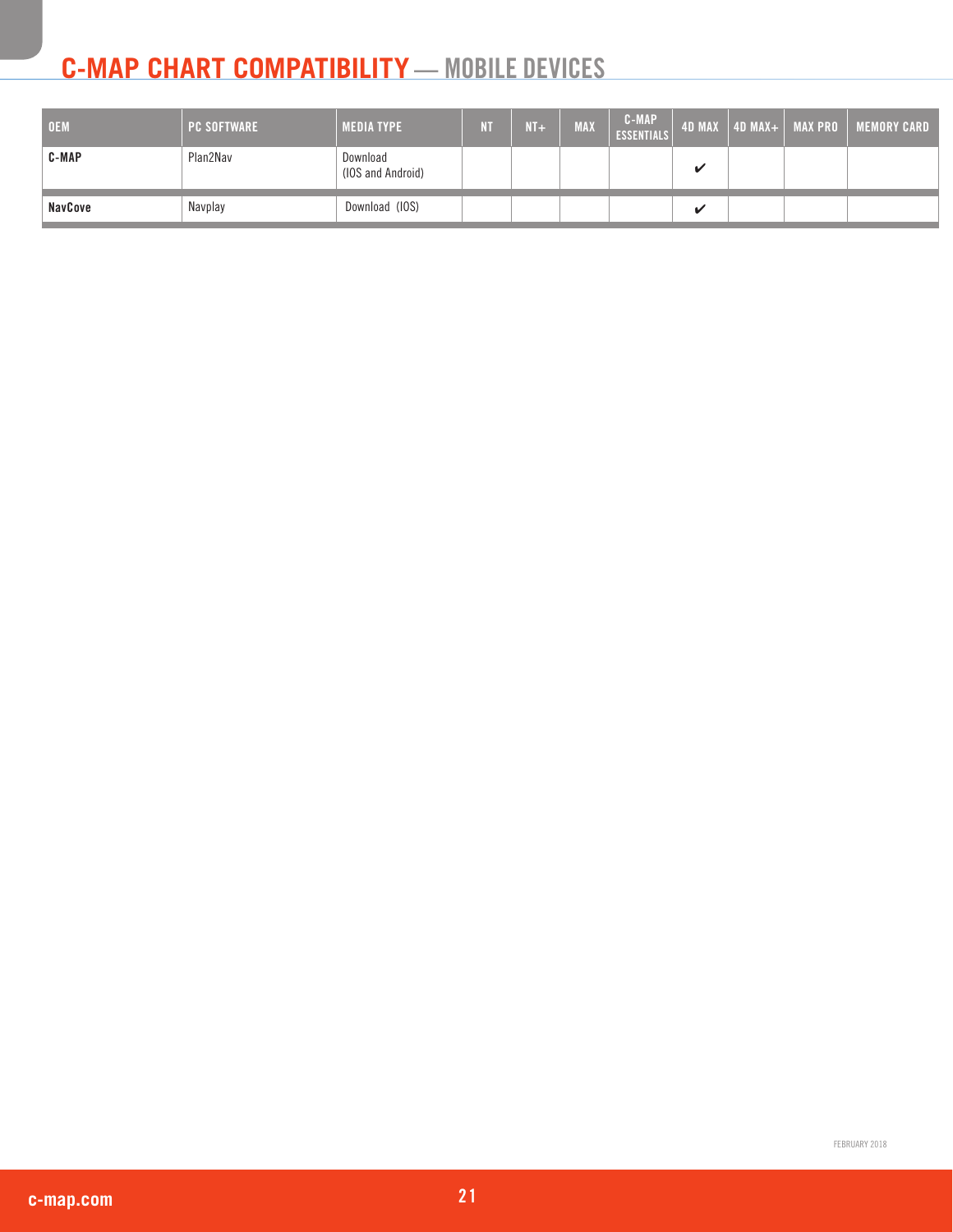# C-MAP CHART COMPATIBILITY — MOBILE DEVICES

| OEM | PC SOFTWARE | MEDIA TYPE | NT | NT+ | MAX | C-MAP ESSENTIALS | 4D MAX | 4D MAX+ | MAX PRO | MEMORY CARD |
|---|---|---|---|---|---|---|---|---|---|---|
| **C-MAP** | Plan2Nav | Download (IOS and Android) | | | | | ✔ | | | |
| **NavCove** | Navplay | Download (IOS) | | | | | ✔ | | | |

FEBRUARY 2018

c-map.com